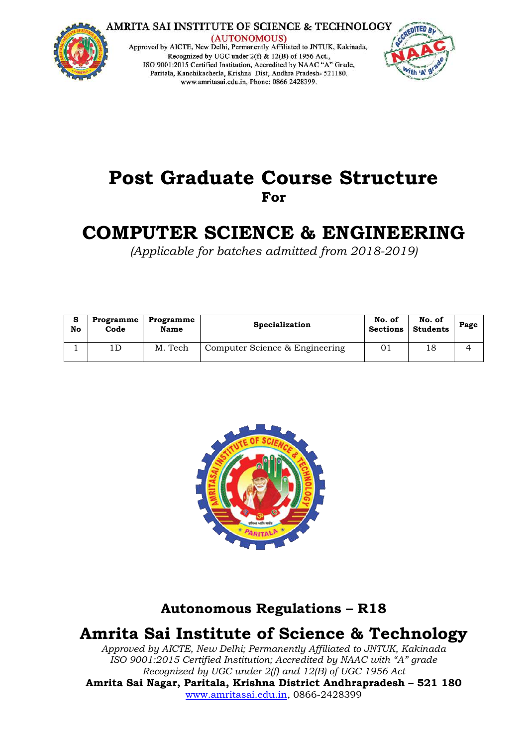AMRITA SAI INSTITUTE OF SCIENCE & TECHNOLOGY
(AUTONOMOUS)
Approved by AICTE, New Delhi, Permanently Affiliated to JNTUK, Kakinada,
Recognized by UGC under 2(f) & 12(B) of 1956 Act.,
ISO 9001:2015 Certified Institution, Accredited by NAAC "A" Grade,
Paritala, Kanchikacherla, Krishna Dist, Andhra Pradesh- 521180.
www.amritasai.edu.in, Phone: 0866 2428399.

# Post Graduate Course Structure
**For**

# COMPUTER SCIENCE & ENGINEERING

*(Applicable for batches admitted from 2018-2019)*

| S No | Programme Code | Programme Name | Specialization | No. of Sections | No. of Students | Page |
|---|---|---|---|---|---|---|
| 1 | 1D | M. Tech | Computer Science & Engineering | 01 | 18 | 4 |

## Autonomous Regulations – R18

## Amrita Sai Institute of Science & Technology

*Approved by AICTE, New Delhi; Permanently Affiliated to JNTUK, Kakinada*
*ISO 9001:2015 Certified Institution; Accredited by NAAC with "A" grade*
*Recognized by UGC under 2(f) and 12(B) of UGC 1956 Act*
**Amrita Sai Nagar, Paritala, Krishna District Andhrapradesh – 521 180**
www.amritasai.edu.in, 0866-2428399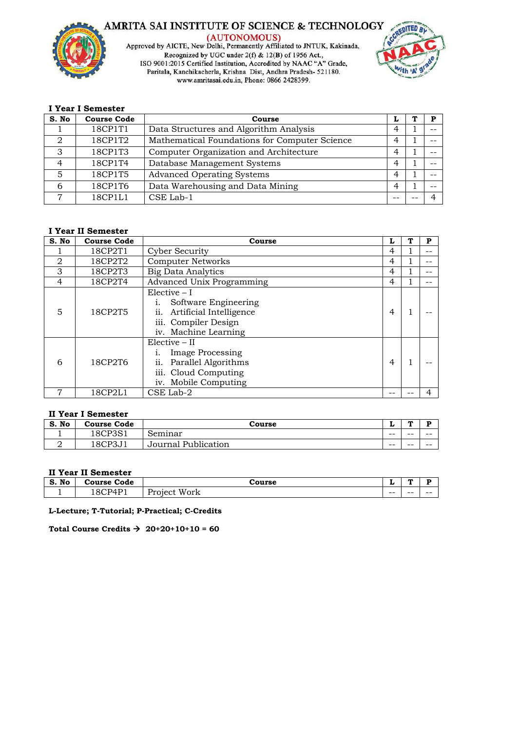AMRITA SAI INSTITUTE OF SCIENCE & TECHNOLOGY

(AUTONOMOUS)

Approved by AICTE, New Delhi, Permanently Affiliated to JNTUK, Kakinada, Recognized by UGC under 2(f) & 12(B) of 1956 Act., ISO 9001:2015 Certified Institution, Accredited by NAAC "A" Grade, Paritala, Kanchikacherla, Krishna Dist, Andhra Pradesh- 521180. www.amritasai.edu.in, Phone: 0866 2428399.

### I Year I Semester

| S. No | Course Code | Course | L | T | P |
|---|---|---|---|---|---|
| 1 | 18CP1T1 | Data Structures and Algorithm Analysis | 4 | 1 | -- |
| 2 | 18CP1T2 | Mathematical Foundations for Computer Science | 4 | 1 | -- |
| 3 | 18CP1T3 | Computer Organization and Architecture | 4 | 1 | -- |
| 4 | 18CP1T4 | Database Management Systems | 4 | 1 | -- |
| 5 | 18CP1T5 | Advanced Operating Systems | 4 | 1 | -- |
| 6 | 18CP1T6 | Data Warehousing and Data Mining | 4 | 1 | -- |
| 7 | 18CP1L1 | CSE Lab-1 | -- | -- | 4 |

### I Year II Semester

| S. No | Course Code | Course | L | T | P |
|---|---|---|---|---|---|
| 1 | 18CP2T1 | Cyber Security | 4 | 1 | -- |
| 2 | 18CP2T2 | Computer Networks | 4 | 1 | -- |
| 3 | 18CP2T3 | Big Data Analytics | 4 | 1 | -- |
| 4 | 18CP2T4 | Advanced Unix Programming | 4 | 1 | -- |
| 5 | 18CP2T5 | Elective – I<br>i. Software Engineering<br>ii. Artificial Intelligence<br>iii. Compiler Design<br>iv. Machine Learning | 4 | 1 | -- |
| 6 | 18CP2T6 | Elective – II<br>i. Image Processing<br>ii. Parallel Algorithms<br>iii. Cloud Computing<br>iv. Mobile Computing | 4 | 1 | -- |
| 7 | 18CP2L1 | CSE Lab-2 | -- | -- | 4 |

### II Year I Semester

| S. No | Course Code | Course | L | T | P |
|---|---|---|---|---|---|
| 1 | 18CP3S1 | Seminar | -- | -- | -- |
| 2 | 18CP3J1 | Journal Publication | -- | -- | -- |

### II Year II Semester

| S. No | Course Code | Course | L | T | P |
|---|---|---|---|---|---|
| 1 | 18CP4P1 | Project Work | -- | -- | -- |

**L-Lecture; T-Tutorial; P-Practical; C-Credits**

**Total Course Credits → 20+20+10+10 = 60**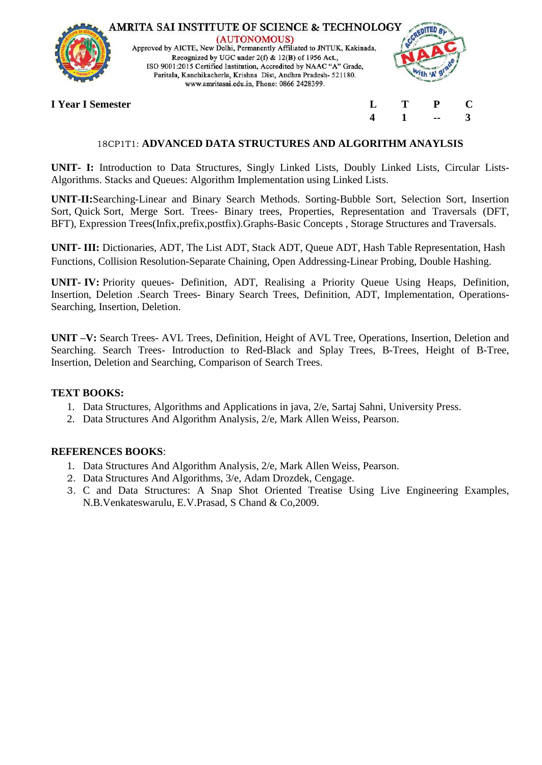# AMRITA SAI INSTITUTE OF SCIENCE & TECHNOLOGY

(AUTONOMOUS)

Approved by AICTE, New Delhi, Permanently Affiliated to JNTUK, Kakinada,
Recognized by UGC under 2(f) & 12(B) of 1956 Act.,
ISO 9001:2015 Certified Institution, Accredited by NAAC "A" Grade,
Paritala, Kanchikacherla, Krishna Dist, Andhra Pradesh- 521180.
www.amritasai.edu.in, Phone: 0866 2428399.

**I Year I Semester**

| L | T | P | C |
|---|---|---|---|
| 4 | 1 | -- | 3 |

## 18CP1T1: ADVANCED DATA STRUCTURES AND ALGORITHM ANAYLSIS

**UNIT- I:** Introduction to Data Structures, Singly Linked Lists, Doubly Linked Lists, Circular Lists-Algorithms. Stacks and Queues: Algorithm Implementation using Linked Lists.

**UNIT-II:**Searching-Linear and Binary Search Methods. Sorting-Bubble Sort, Selection Sort, Insertion Sort, Quick Sort, Merge Sort. Trees- Binary trees, Properties, Representation and Traversals (DFT, BFT), Expression Trees(Infix,prefix,postfix).Graphs-Basic Concepts , Storage Structures and Traversals.

**UNIT- III:** Dictionaries, ADT, The List ADT, Stack ADT, Queue ADT, Hash Table Representation, Hash Functions, Collision Resolution-Separate Chaining, Open Addressing-Linear Probing, Double Hashing.

**UNIT- IV:** Priority queues- Definition, ADT, Realising a Priority Queue Using Heaps, Definition, Insertion, Deletion .Search Trees- Binary Search Trees, Definition, ADT, Implementation, Operations-Searching, Insertion, Deletion.

**UNIT –V:** Search Trees- AVL Trees, Definition, Height of AVL Tree, Operations, Insertion, Deletion and Searching. Search Trees- Introduction to Red-Black and Splay Trees, B-Trees, Height of B-Tree, Insertion, Deletion and Searching, Comparison of Search Trees.

**TEXT BOOKS:**

1. Data Structures, Algorithms and Applications in java, 2/e, Sartaj Sahni, University Press.
2. Data Structures And Algorithm Analysis, 2/e, Mark Allen Weiss, Pearson.

**REFERENCES BOOKS**:

1. Data Structures And Algorithm Analysis, 2/e, Mark Allen Weiss, Pearson.
2. Data Structures And Algorithms, 3/e, Adam Drozdek, Cengage.
3. C and Data Structures: A Snap Shot Oriented Treatise Using Live Engineering Examples, N.B.Venkateswarulu, E.V.Prasad, S Chand & Co,2009.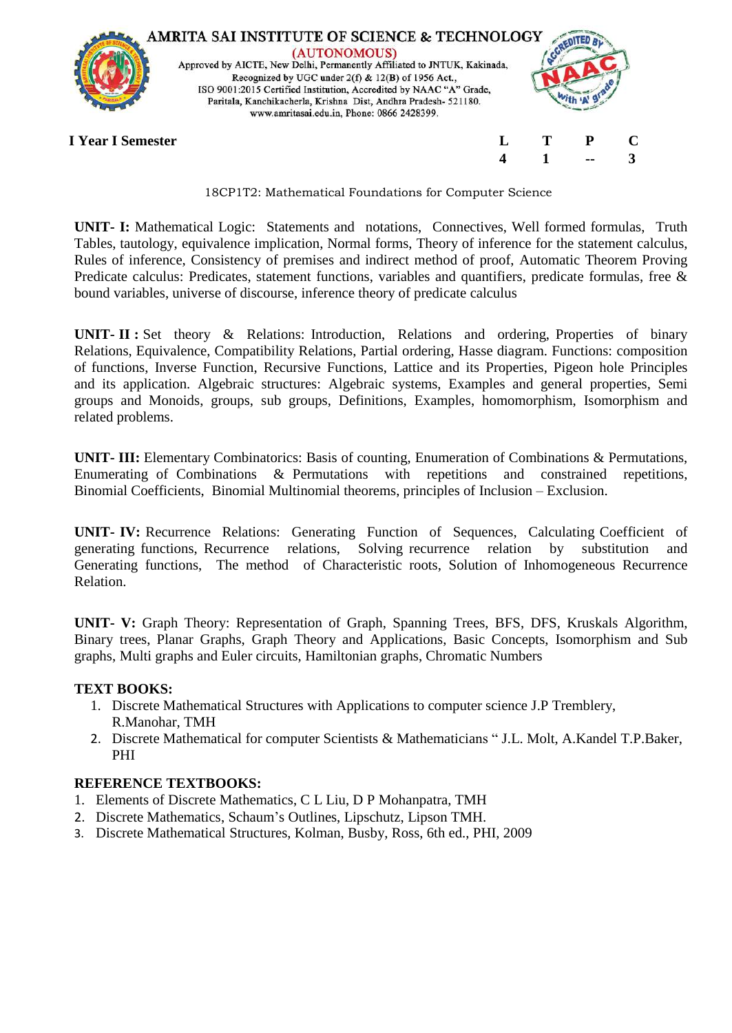**I Year I Semester**

| L | T | P | C |
|---|---|---|---|
| 4 | 1 | -- | 3 |

18CP1T2: Mathematical Foundations for Computer Science

**UNIT- I:** Mathematical Logic: Statements and notations, Connectives, Well formed formulas, Truth Tables, tautology, equivalence implication, Normal forms, Theory of inference for the statement calculus, Rules of inference, Consistency of premises and indirect method of proof, Automatic Theorem Proving Predicate calculus: Predicates, statement functions, variables and quantifiers, predicate formulas, free & bound variables, universe of discourse, inference theory of predicate calculus

**UNIT- II :** Set theory & Relations: Introduction, Relations and ordering, Properties of binary Relations, Equivalence, Compatibility Relations, Partial ordering, Hasse diagram. Functions: composition of functions, Inverse Function, Recursive Functions, Lattice and its Properties, Pigeon hole Principles and its application. Algebraic structures: Algebraic systems, Examples and general properties, Semi groups and Monoids, groups, sub groups, Definitions, Examples, homomorphism, Isomorphism and related problems.

**UNIT- III:** Elementary Combinatorics: Basis of counting, Enumeration of Combinations & Permutations, Enumerating of Combinations & Permutations with repetitions and constrained repetitions, Binomial Coefficients, Binomial Multinomial theorems, principles of Inclusion – Exclusion.

**UNIT- IV:** Recurrence Relations: Generating Function of Sequences, Calculating Coefficient of generating functions, Recurrence relations, Solving recurrence relation by substitution and Generating functions, The method of Characteristic roots, Solution of Inhomogeneous Recurrence Relation.

**UNIT- V:** Graph Theory: Representation of Graph, Spanning Trees, BFS, DFS, Kruskals Algorithm, Binary trees, Planar Graphs, Graph Theory and Applications, Basic Concepts, Isomorphism and Sub graphs, Multi graphs and Euler circuits, Hamiltonian graphs, Chromatic Numbers

**TEXT BOOKS:**

1. Discrete Mathematical Structures with Applications to computer science J.P Tremblery, R.Manohar, TMH
2. Discrete Mathematical for computer Scientists & Mathematicians " J.L. Molt, A.Kandel T.P.Baker, PHI

**REFERENCE TEXTBOOKS:**

1. Elements of Discrete Mathematics, C L Liu, D P Mohanpatra, TMH
2. Discrete Mathematics, Schaum's Outlines, Lipschutz, Lipson TMH.
3. Discrete Mathematical Structures, Kolman, Busby, Ross, 6th ed., PHI, 2009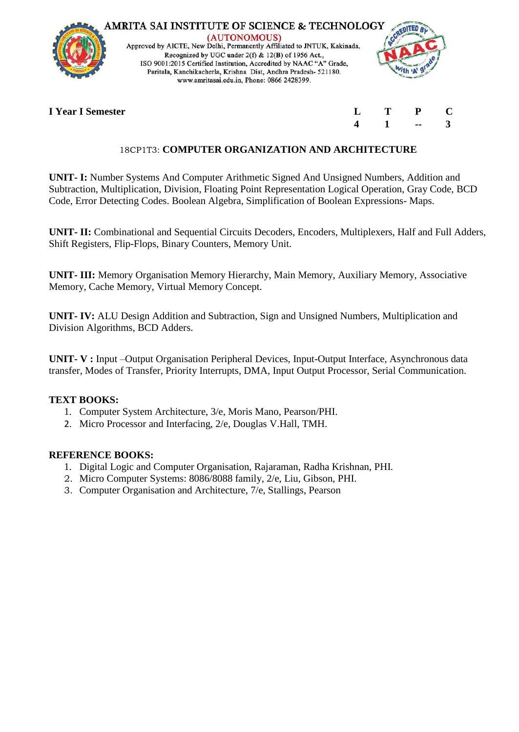AMRITA SAI INSTITUTE OF SCIENCE & TECHNOLOGY
(AUTONOMOUS)
Approved by AICTE, New Delhi, Permanently Affiliated to JNTUK, Kakinada,
Recognized by UGC under 2(f) & 12(B) of 1956 Act.,
ISO 9001:2015 Certified Institution, Accredited by NAAC "A" Grade,
Paritala, Kanchikacherla, Krishna Dist, Andhra Pradesh- 521180.
www.amritasai.edu.in, Phone: 0866 2428399.

**I Year I Semester**

| L | T | P | C |
|---|---|---|---|
| 4 | 1 | -- | 3 |

## 18CP1T3: COMPUTER ORGANIZATION AND ARCHITECTURE

**UNIT- I:** Number Systems And Computer Arithmetic Signed And Unsigned Numbers, Addition and Subtraction, Multiplication, Division, Floating Point Representation Logical Operation, Gray Code, BCD Code, Error Detecting Codes. Boolean Algebra, Simplification of Boolean Expressions- Maps.

**UNIT- II:** Combinational and Sequential Circuits Decoders, Encoders, Multiplexers, Half and Full Adders, Shift Registers, Flip-Flops, Binary Counters, Memory Unit.

**UNIT- III:** Memory Organisation Memory Hierarchy, Main Memory, Auxiliary Memory, Associative Memory, Cache Memory, Virtual Memory Concept.

**UNIT- IV:** ALU Design Addition and Subtraction, Sign and Unsigned Numbers, Multiplication and Division Algorithms, BCD Adders.

**UNIT- V :** Input –Output Organisation Peripheral Devices, Input-Output Interface, Asynchronous data transfer, Modes of Transfer, Priority Interrupts, DMA, Input Output Processor, Serial Communication.

**TEXT BOOKS:**

1. Computer System Architecture, 3/e, Moris Mano, Pearson/PHI.
2. Micro Processor and Interfacing, 2/e, Douglas V.Hall, TMH.

**REFERENCE BOOKS:**

1. Digital Logic and Computer Organisation, Rajaraman, Radha Krishnan, PHI.
2. Micro Computer Systems: 8086/8088 family, 2/e, Liu, Gibson, PHI.
3. Computer Organisation and Architecture, 7/e, Stallings, Pearson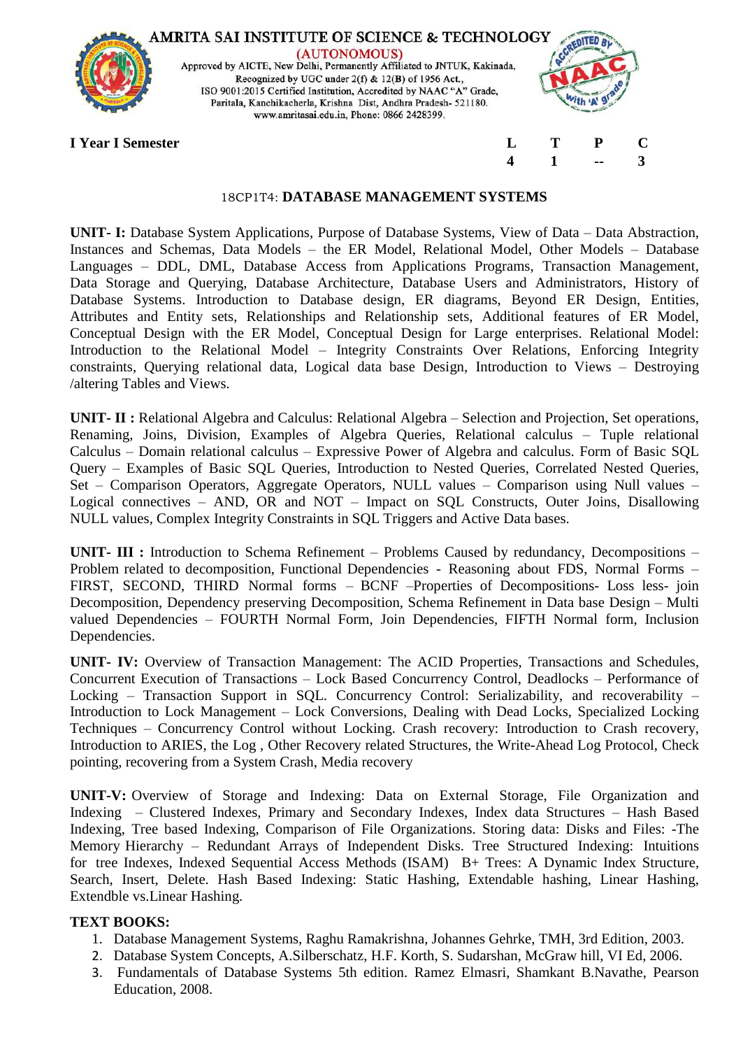**I Year I Semester**

| L | T | P | C |
|---|---|---|---|
| 4 | 1 | -- | 3 |

## 18CP1T4: DATABASE MANAGEMENT SYSTEMS

**UNIT- I:** Database System Applications, Purpose of Database Systems, View of Data – Data Abstraction, Instances and Schemas, Data Models – the ER Model, Relational Model, Other Models – Database Languages – DDL, DML, Database Access from Applications Programs, Transaction Management, Data Storage and Querying, Database Architecture, Database Users and Administrators, History of Database Systems. Introduction to Database design, ER diagrams, Beyond ER Design, Entities, Attributes and Entity sets, Relationships and Relationship sets, Additional features of ER Model, Conceptual Design with the ER Model, Conceptual Design for Large enterprises. Relational Model: Introduction to the Relational Model – Integrity Constraints Over Relations, Enforcing Integrity constraints, Querying relational data, Logical data base Design, Introduction to Views – Destroying /altering Tables and Views.

**UNIT- II :** Relational Algebra and Calculus: Relational Algebra – Selection and Projection, Set operations, Renaming, Joins, Division, Examples of Algebra Queries, Relational calculus – Tuple relational Calculus – Domain relational calculus – Expressive Power of Algebra and calculus. Form of Basic SQL Query – Examples of Basic SQL Queries, Introduction to Nested Queries, Correlated Nested Queries, Set – Comparison Operators, Aggregate Operators, NULL values – Comparison using Null values – Logical connectives – AND, OR and NOT – Impact on SQL Constructs, Outer Joins, Disallowing NULL values, Complex Integrity Constraints in SQL Triggers and Active Data bases.

**UNIT- III :** Introduction to Schema Refinement – Problems Caused by redundancy, Decompositions – Problem related to decomposition, Functional Dependencies - Reasoning about FDS, Normal Forms – FIRST, SECOND, THIRD Normal forms – BCNF –Properties of Decompositions- Loss less- join Decomposition, Dependency preserving Decomposition, Schema Refinement in Data base Design – Multi valued Dependencies – FOURTH Normal Form, Join Dependencies, FIFTH Normal form, Inclusion Dependencies.

**UNIT- IV:** Overview of Transaction Management: The ACID Properties, Transactions and Schedules, Concurrent Execution of Transactions – Lock Based Concurrency Control, Deadlocks – Performance of Locking – Transaction Support in SQL. Concurrency Control: Serializability, and recoverability – Introduction to Lock Management – Lock Conversions, Dealing with Dead Locks, Specialized Locking Techniques – Concurrency Control without Locking. Crash recovery: Introduction to Crash recovery, Introduction to ARIES, the Log , Other Recovery related Structures, the Write-Ahead Log Protocol, Check pointing, recovering from a System Crash, Media recovery

**UNIT-V:** Overview of Storage and Indexing: Data on External Storage, File Organization and Indexing – Clustered Indexes, Primary and Secondary Indexes, Index data Structures – Hash Based Indexing, Tree based Indexing, Comparison of File Organizations. Storing data: Disks and Files: -The Memory Hierarchy – Redundant Arrays of Independent Disks. Tree Structured Indexing: Intuitions for tree Indexes, Indexed Sequential Access Methods (ISAM) B+ Trees: A Dynamic Index Structure, Search, Insert, Delete. Hash Based Indexing: Static Hashing, Extendable hashing, Linear Hashing, Extendble vs.Linear Hashing.

**TEXT BOOKS:**

1. Database Management Systems, Raghu Ramakrishna, Johannes Gehrke, TMH, 3rd Edition, 2003.
2. Database System Concepts, A.Silberschatz, H.F. Korth, S. Sudarshan, McGraw hill, VI Ed, 2006.
3. Fundamentals of Database Systems 5th edition. Ramez Elmasri, Shamkant B.Navathe, Pearson Education, 2008.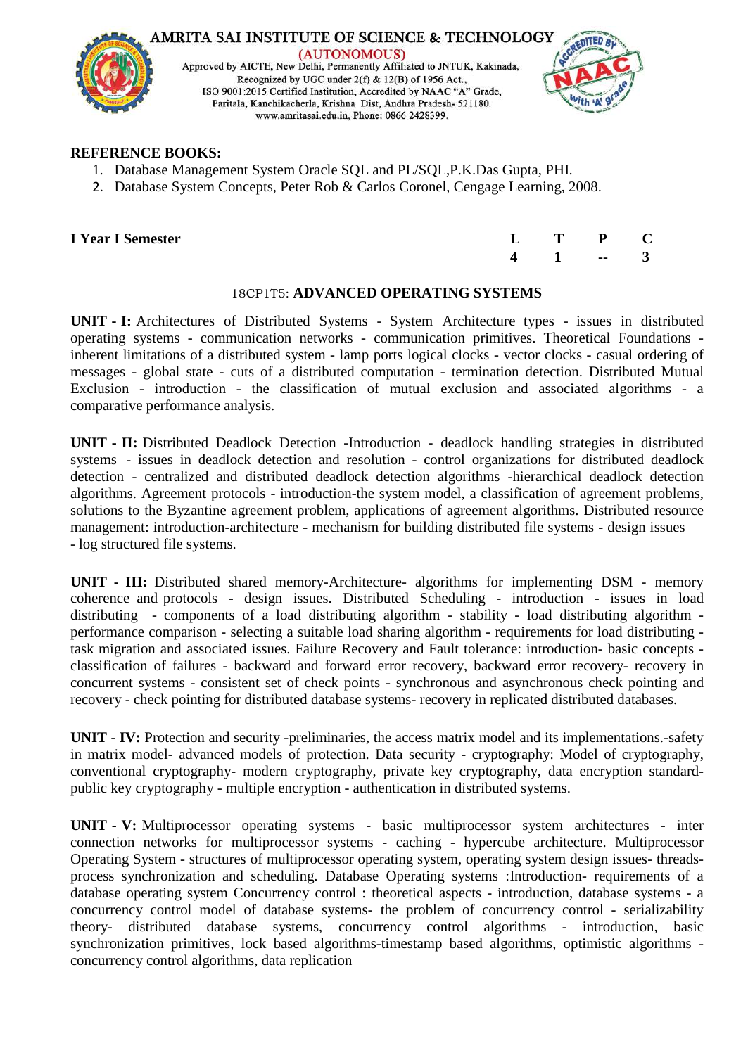**REFERENCE BOOKS:**

1. Database Management System Oracle SQL and PL/SQL,P.K.Das Gupta, PHI.
2. Database System Concepts, Peter Rob & Carlos Coronel, Cengage Learning, 2008.

| **I Year I Semester** | **L** | **T** | **P** | **C** |
|---|---|---|---|---|
| | **4** | **1** | **--** | **3** |

## 18CP1T5: ADVANCED OPERATING SYSTEMS

**UNIT - I:** Architectures of Distributed Systems - System Architecture types - issues in distributed operating systems - communication networks - communication primitives. Theoretical Foundations - inherent limitations of a distributed system - lamp ports logical clocks - vector clocks - casual ordering of messages - global state - cuts of a distributed computation - termination detection. Distributed Mutual Exclusion - introduction - the classification of mutual exclusion and associated algorithms - a comparative performance analysis.

**UNIT - II:** Distributed Deadlock Detection -Introduction - deadlock handling strategies in distributed systems - issues in deadlock detection and resolution - control organizations for distributed deadlock detection - centralized and distributed deadlock detection algorithms -hierarchical deadlock detection algorithms. Agreement protocols - introduction-the system model, a classification of agreement problems, solutions to the Byzantine agreement problem, applications of agreement algorithms. Distributed resource management: introduction-architecture - mechanism for building distributed file systems - design issues - log structured file systems.

**UNIT - III:** Distributed shared memory-Architecture- algorithms for implementing DSM - memory coherence and protocols - design issues. Distributed Scheduling - introduction - issues in load distributing - components of a load distributing algorithm - stability - load distributing algorithm - performance comparison - selecting a suitable load sharing algorithm - requirements for load distributing - task migration and associated issues. Failure Recovery and Fault tolerance: introduction- basic concepts - classification of failures - backward and forward error recovery, backward error recovery- recovery in concurrent systems - consistent set of check points - synchronous and asynchronous check pointing and recovery - check pointing for distributed database systems- recovery in replicated distributed databases.

**UNIT - IV:** Protection and security -preliminaries, the access matrix model and its implementations.-safety in matrix model- advanced models of protection. Data security - cryptography: Model of cryptography, conventional cryptography- modern cryptography, private key cryptography, data encryption standard-public key cryptography - multiple encryption - authentication in distributed systems.

**UNIT - V:** Multiprocessor operating systems - basic multiprocessor system architectures - inter connection networks for multiprocessor systems - caching - hypercube architecture. Multiprocessor Operating System - structures of multiprocessor operating system, operating system design issues- threads- process synchronization and scheduling. Database Operating systems :Introduction- requirements of a database operating system Concurrency control : theoretical aspects - introduction, database systems - a concurrency control model of database systems- the problem of concurrency control - serializability theory- distributed database systems, concurrency control algorithms - introduction, basic synchronization primitives, lock based algorithms-timestamp based algorithms, optimistic algorithms - concurrency control algorithms, data replication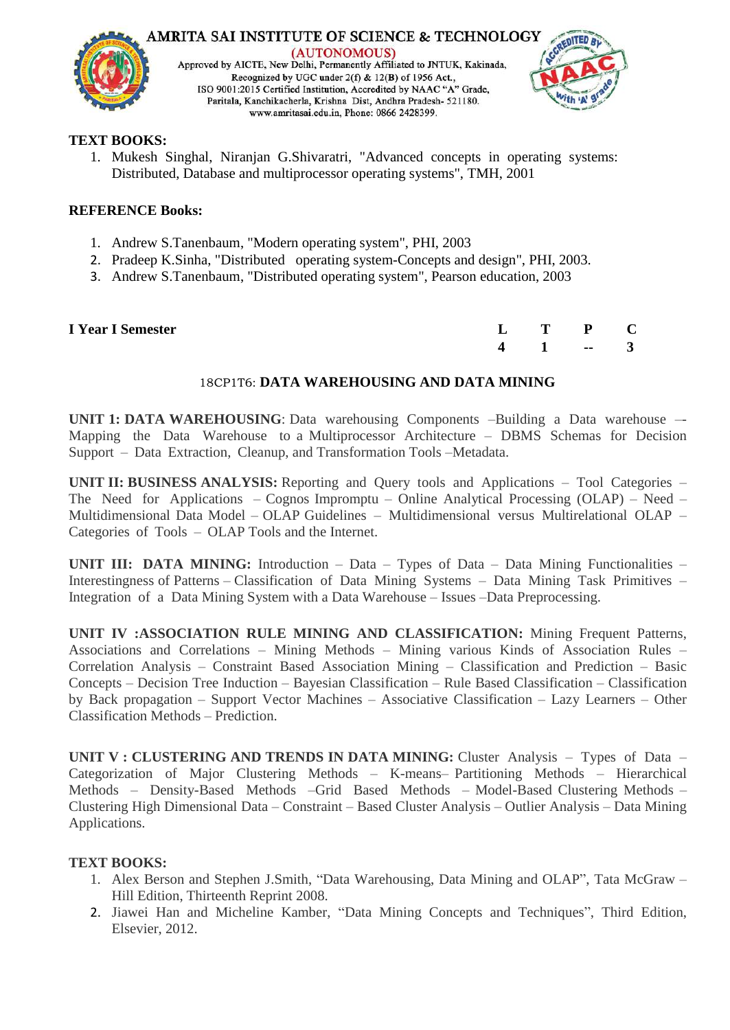**TEXT BOOKS:**

1. Mukesh Singhal, Niranjan G.Shivaratri, "Advanced concepts in operating systems: Distributed, Database and multiprocessor operating systems", TMH, 2001

**REFERENCE Books:**

1. Andrew S.Tanenbaum, "Modern operating system", PHI, 2003
2. Pradeep K.Sinha, "Distributed operating system-Concepts and design", PHI, 2003.
3. Andrew S.Tanenbaum, "Distributed operating system", Pearson education, 2003

| **I Year I Semester** | **L** | **T** | **P** | **C** |
|---|---|---|---|---|
| | **4** | **1** | **--** | **3** |

## 18CP1T6: DATA WAREHOUSING AND DATA MINING

**UNIT 1: DATA WAREHOUSING**: Data warehousing Components –Building a Data warehouse –- Mapping the Data Warehouse to a Multiprocessor Architecture – DBMS Schemas for Decision Support – Data Extraction, Cleanup, and Transformation Tools –Metadata.

**UNIT II: BUSINESS ANALYSIS:** Reporting and Query tools and Applications – Tool Categories – The Need for Applications – Cognos Impromptu – Online Analytical Processing (OLAP) – Need – Multidimensional Data Model – OLAP Guidelines – Multidimensional versus Multirelational OLAP – Categories of Tools – OLAP Tools and the Internet.

**UNIT III: DATA MINING:** Introduction – Data – Types of Data – Data Mining Functionalities – Interestingness of Patterns – Classification of Data Mining Systems – Data Mining Task Primitives – Integration of a Data Mining System with a Data Warehouse – Issues –Data Preprocessing.

**UNIT IV :ASSOCIATION RULE MINING AND CLASSIFICATION:** Mining Frequent Patterns, Associations and Correlations – Mining Methods – Mining various Kinds of Association Rules – Correlation Analysis – Constraint Based Association Mining – Classification and Prediction – Basic Concepts – Decision Tree Induction – Bayesian Classification – Rule Based Classification – Classification by Back propagation – Support Vector Machines – Associative Classification – Lazy Learners – Other Classification Methods – Prediction.

**UNIT V : CLUSTERING AND TRENDS IN DATA MINING:** Cluster Analysis – Types of Data – Categorization of Major Clustering Methods – K-means– Partitioning Methods – Hierarchical Methods – Density-Based Methods –Grid Based Methods – Model-Based Clustering Methods – Clustering High Dimensional Data – Constraint – Based Cluster Analysis – Outlier Analysis – Data Mining Applications.

**TEXT BOOKS:**

1. Alex Berson and Stephen J.Smith, "Data Warehousing, Data Mining and OLAP", Tata McGraw – Hill Edition, Thirteenth Reprint 2008.
2. Jiawei Han and Micheline Kamber, "Data Mining Concepts and Techniques", Third Edition, Elsevier, 2012.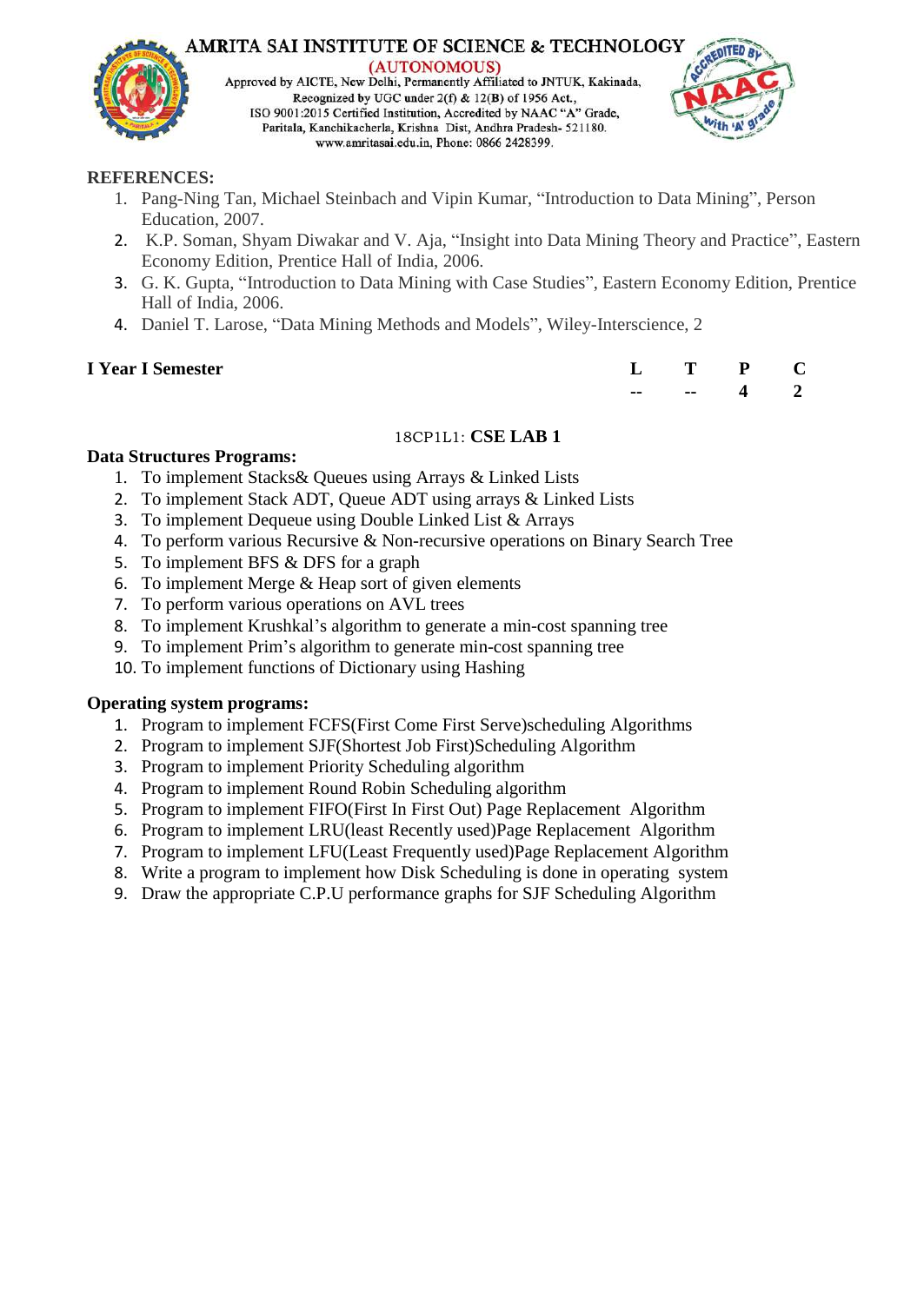### REFERENCES:

1. Pang-Ning Tan, Michael Steinbach and Vipin Kumar, “Introduction to Data Mining”, Person Education, 2007.
2. K.P. Soman, Shyam Diwakar and V. Aja, “Insight into Data Mining Theory and Practice”, Eastern Economy Edition, Prentice Hall of India, 2006.
3. G. K. Gupta, “Introduction to Data Mining with Case Studies”, Eastern Economy Edition, Prentice Hall of India, 2006.
4. Daniel T. Larose, “Data Mining Methods and Models”, Wiley-Interscience, 2

**I Year I Semester**

| L | T | P | C |
|---|---|---|---|
| -- | -- | 4 | 2 |

## 18CP1L1: **CSE LAB 1**

### Data Structures Programs:

1. To implement Stacks& Queues using Arrays & Linked Lists
2. To implement Stack ADT, Queue ADT using arrays & Linked Lists
3. To implement Dequeue using Double Linked List & Arrays
4. To perform various Recursive & Non-recursive operations on Binary Search Tree
5. To implement BFS & DFS for a graph
6. To implement Merge & Heap sort of given elements
7. To perform various operations on AVL trees
8. To implement Krushkal’s algorithm to generate a min-cost spanning tree
9. To implement Prim’s algorithm to generate min-cost spanning tree
10. To implement functions of Dictionary using Hashing

### Operating system programs:

1. Program to implement FCFS(First Come First Serve)scheduling Algorithms
2. Program to implement SJF(Shortest Job First)Scheduling Algorithm
3. Program to implement Priority Scheduling algorithm
4. Program to implement Round Robin Scheduling algorithm
5. Program to implement FIFO(First In First Out) Page Replacement Algorithm
6. Program to implement LRU(least Recently used)Page Replacement Algorithm
7. Program to implement LFU(Least Frequently used)Page Replacement Algorithm
8. Write a program to implement how Disk Scheduling is done in operating system
9. Draw the appropriate C.P.U performance graphs for SJF Scheduling Algorithm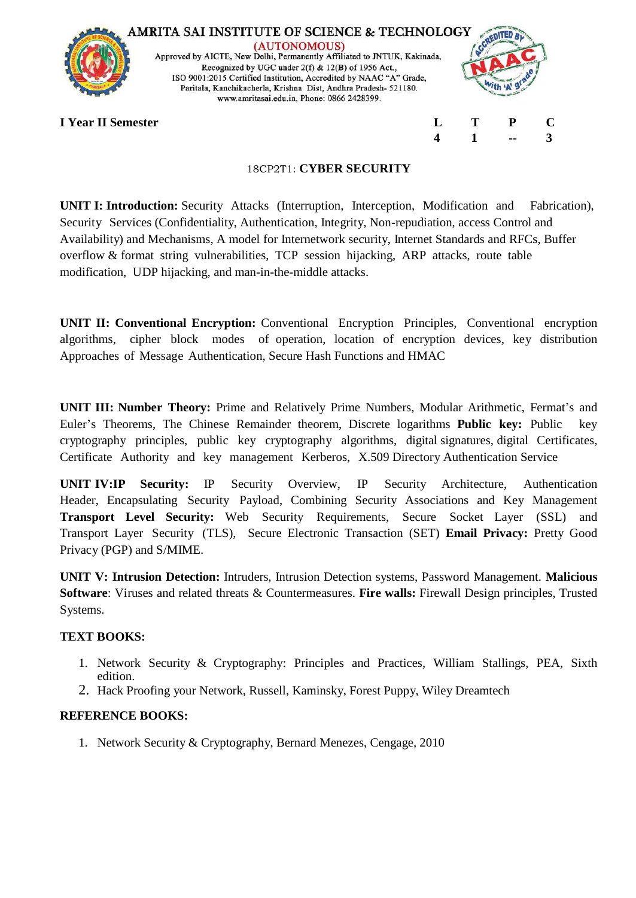**I Year II Semester**

| L | T | P | C |
|---|---|---|---|
| 4 | 1 | -- | 3 |

## 18CP2T1: CYBER SECURITY

**UNIT I: Introduction:** Security Attacks (Interruption, Interception, Modification and Fabrication), Security Services (Confidentiality, Authentication, Integrity, Non-repudiation, access Control and Availability) and Mechanisms, A model for Internetwork security, Internet Standards and RFCs, Buffer overflow & format string vulnerabilities, TCP session hijacking, ARP attacks, route table modification, UDP hijacking, and man-in-the-middle attacks.

**UNIT II: Conventional Encryption:** Conventional Encryption Principles, Conventional encryption algorithms, cipher block modes of operation, location of encryption devices, key distribution Approaches of Message Authentication, Secure Hash Functions and HMAC

**UNIT III: Number Theory:** Prime and Relatively Prime Numbers, Modular Arithmetic, Fermat's and Euler's Theorems, The Chinese Remainder theorem, Discrete logarithms **Public key:** Public key cryptography principles, public key cryptography algorithms, digital signatures, digital Certificates, Certificate Authority and key management Kerberos, X.509 Directory Authentication Service

**UNIT IV:IP Security:** IP Security Overview, IP Security Architecture, Authentication Header, Encapsulating Security Payload, Combining Security Associations and Key Management **Transport Level Security:** Web Security Requirements, Secure Socket Layer (SSL) and Transport Layer Security (TLS), Secure Electronic Transaction (SET) **Email Privacy:** Pretty Good Privacy (PGP) and S/MIME.

**UNIT V: Intrusion Detection:** Intruders, Intrusion Detection systems, Password Management. **Malicious Software**: Viruses and related threats & Countermeasures. **Fire walls:** Firewall Design principles, Trusted Systems.

**TEXT BOOKS:**

1. Network Security & Cryptography: Principles and Practices, William Stallings, PEA, Sixth edition.
2. Hack Proofing your Network, Russell, Kaminsky, Forest Puppy, Wiley Dreamtech

**REFERENCE BOOKS:**

1. Network Security & Cryptography, Bernard Menezes, Cengage, 2010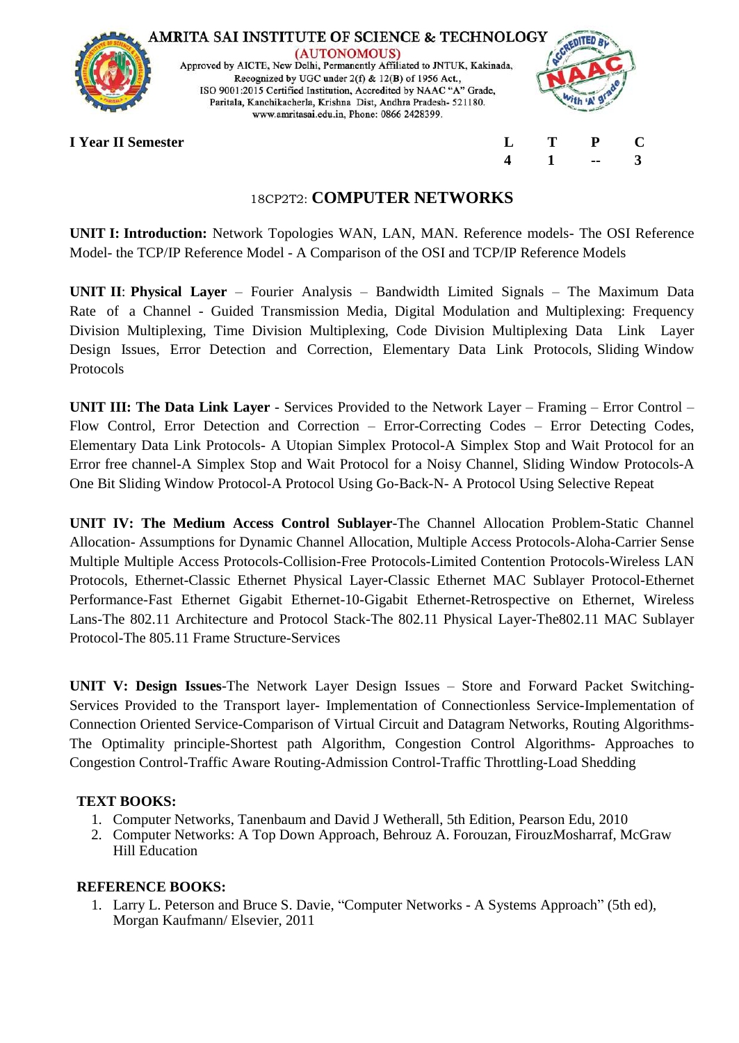I Year II Semester

| L | T | P | C |
|---|---|---|---|
| 4 | 1 | -- | 3 |

## 18CP2T2: COMPUTER NETWORKS

**UNIT I: Introduction:** Network Topologies WAN, LAN, MAN. Reference models- The OSI Reference Model- the TCP/IP Reference Model - A Comparison of the OSI and TCP/IP Reference Models

**UNIT II**: **Physical Layer** – Fourier Analysis – Bandwidth Limited Signals – The Maximum Data Rate of a Channel - Guided Transmission Media, Digital Modulation and Multiplexing: Frequency Division Multiplexing, Time Division Multiplexing, Code Division Multiplexing Data Link Layer Design Issues, Error Detection and Correction, Elementary Data Link Protocols, Sliding Window Protocols

**UNIT III: The Data Link Layer** - Services Provided to the Network Layer – Framing – Error Control – Flow Control, Error Detection and Correction – Error-Correcting Codes – Error Detecting Codes, Elementary Data Link Protocols- A Utopian Simplex Protocol-A Simplex Stop and Wait Protocol for an Error free channel-A Simplex Stop and Wait Protocol for a Noisy Channel, Sliding Window Protocols-A One Bit Sliding Window Protocol-A Protocol Using Go-Back-N- A Protocol Using Selective Repeat

**UNIT IV: The Medium Access Control Sublayer**-The Channel Allocation Problem-Static Channel Allocation- Assumptions for Dynamic Channel Allocation, Multiple Access Protocols-Aloha-Carrier Sense Multiple Multiple Access Protocols-Collision-Free Protocols-Limited Contention Protocols-Wireless LAN Protocols, Ethernet-Classic Ethernet Physical Layer-Classic Ethernet MAC Sublayer Protocol-Ethernet Performance-Fast Ethernet Gigabit Ethernet-10-Gigabit Ethernet-Retrospective on Ethernet, Wireless Lans-The 802.11 Architecture and Protocol Stack-The 802.11 Physical Layer-The802.11 MAC Sublayer Protocol-The 805.11 Frame Structure-Services

**UNIT V: Design Issues**-The Network Layer Design Issues – Store and Forward Packet Switching-Services Provided to the Transport layer- Implementation of Connectionless Service-Implementation of Connection Oriented Service-Comparison of Virtual Circuit and Datagram Networks, Routing Algorithms-The Optimality principle-Shortest path Algorithm, Congestion Control Algorithms- Approaches to Congestion Control-Traffic Aware Routing-Admission Control-Traffic Throttling-Load Shedding

### TEXT BOOKS:

1. Computer Networks, Tanenbaum and David J Wetherall, 5th Edition, Pearson Edu, 2010
2. Computer Networks: A Top Down Approach, Behrouz A. Forouzan, FirouzMosharraf, McGraw Hill Education

### REFERENCE BOOKS:

1. Larry L. Peterson and Bruce S. Davie, "Computer Networks - A Systems Approach" (5th ed), Morgan Kaufmann/ Elsevier, 2011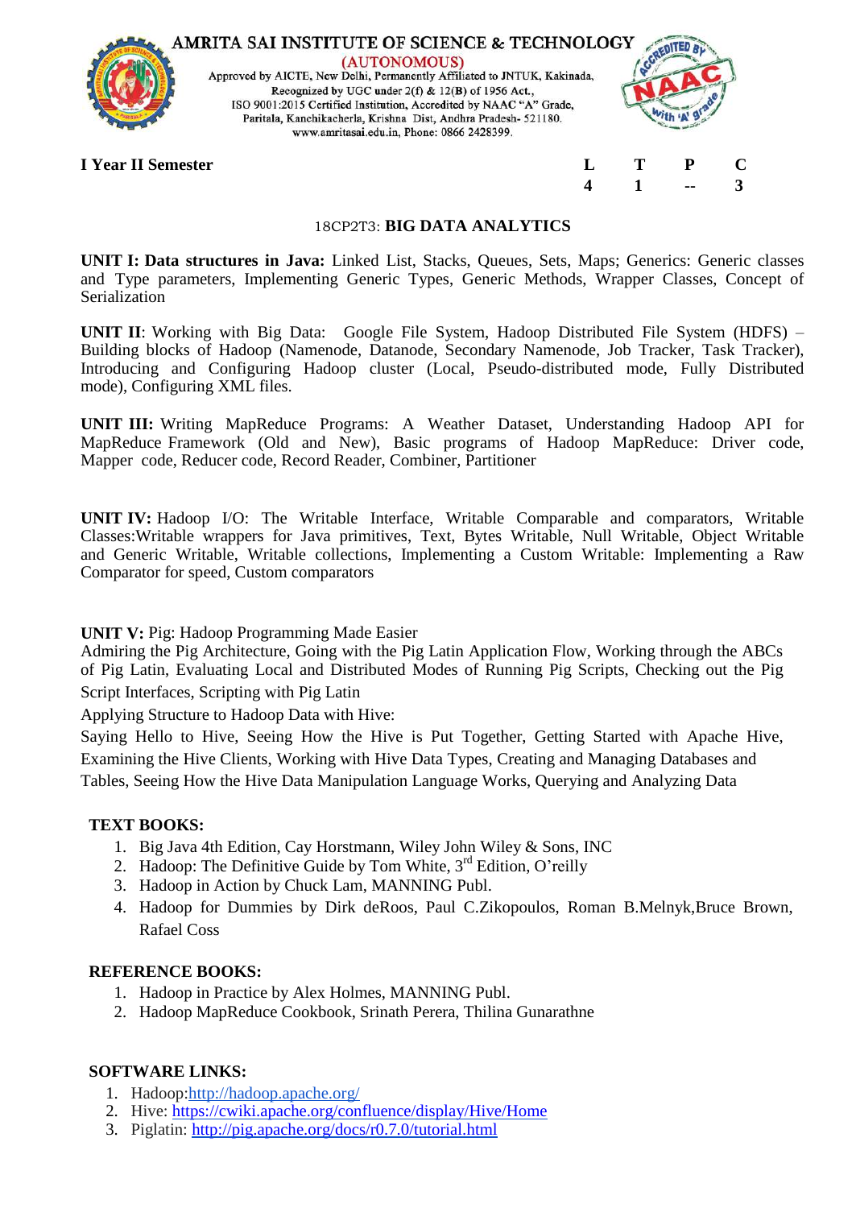AMRITA SAI INSTITUTE OF SCIENCE & TECHNOLOGY
(AUTONOMOUS)
Approved by AICTE, New Delhi, Permanently Affiliated to JNTUK, Kakinada,
Recognized by UGC under 2(f) & 12(B) of 1956 Act.,
ISO 9001:2015 Certified Institution, Accredited by NAAC "A" Grade,
Paritala, Kanchikacherla, Krishna Dist, Andhra Pradesh- 521180.
www.amritasai.edu.in, Phone: 0866 2428399.

**I Year II Semester**

| L | T | P | C |
|---|---|---|---|
| 4 | 1 | -- | 3 |

## 18CP2T3: BIG DATA ANALYTICS

**UNIT I: Data structures in Java:** Linked List, Stacks, Queues, Sets, Maps; Generics: Generic classes and Type parameters, Implementing Generic Types, Generic Methods, Wrapper Classes, Concept of Serialization

**UNIT II**: Working with Big Data: Google File System, Hadoop Distributed File System (HDFS) – Building blocks of Hadoop (Namenode, Datanode, Secondary Namenode, Job Tracker, Task Tracker), Introducing and Configuring Hadoop cluster (Local, Pseudo-distributed mode, Fully Distributed mode), Configuring XML files.

**UNIT III:** Writing MapReduce Programs: A Weather Dataset, Understanding Hadoop API for MapReduce Framework (Old and New), Basic programs of Hadoop MapReduce: Driver code, Mapper code, Reducer code, Record Reader, Combiner, Partitioner

**UNIT IV:** Hadoop I/O: The Writable Interface, Writable Comparable and comparators, Writable Classes:Writable wrappers for Java primitives, Text, Bytes Writable, Null Writable, Object Writable and Generic Writable, Writable collections, Implementing a Custom Writable: Implementing a Raw Comparator for speed, Custom comparators

**UNIT V:** Pig: Hadoop Programming Made Easier
Admiring the Pig Architecture, Going with the Pig Latin Application Flow, Working through the ABCs of Pig Latin, Evaluating Local and Distributed Modes of Running Pig Scripts, Checking out the Pig Script Interfaces, Scripting with Pig Latin

Applying Structure to Hadoop Data with Hive:

Saying Hello to Hive, Seeing How the Hive is Put Together, Getting Started with Apache Hive, Examining the Hive Clients, Working with Hive Data Types, Creating and Managing Databases and Tables, Seeing How the Hive Data Manipulation Language Works, Querying and Analyzing Data

### TEXT BOOKS:

1. Big Java 4th Edition, Cay Horstmann, Wiley John Wiley & Sons, INC
2. Hadoop: The Definitive Guide by Tom White, 3rd Edition, O'reilly
3. Hadoop in Action by Chuck Lam, MANNING Publ.
4. Hadoop for Dummies by Dirk deRoos, Paul C.Zikopoulos, Roman B.Melnyk,Bruce Brown, Rafael Coss

### REFERENCE BOOKS:

1. Hadoop in Practice by Alex Holmes, MANNING Publ.
2. Hadoop MapReduce Cookbook, Srinath Perera, Thilina Gunarathne

### SOFTWARE LINKS:

1. Hadoop:http://hadoop.apache.org/
2. Hive: https://cwiki.apache.org/confluence/display/Hive/Home
3. Piglatin: http://pig.apache.org/docs/r0.7.0/tutorial.html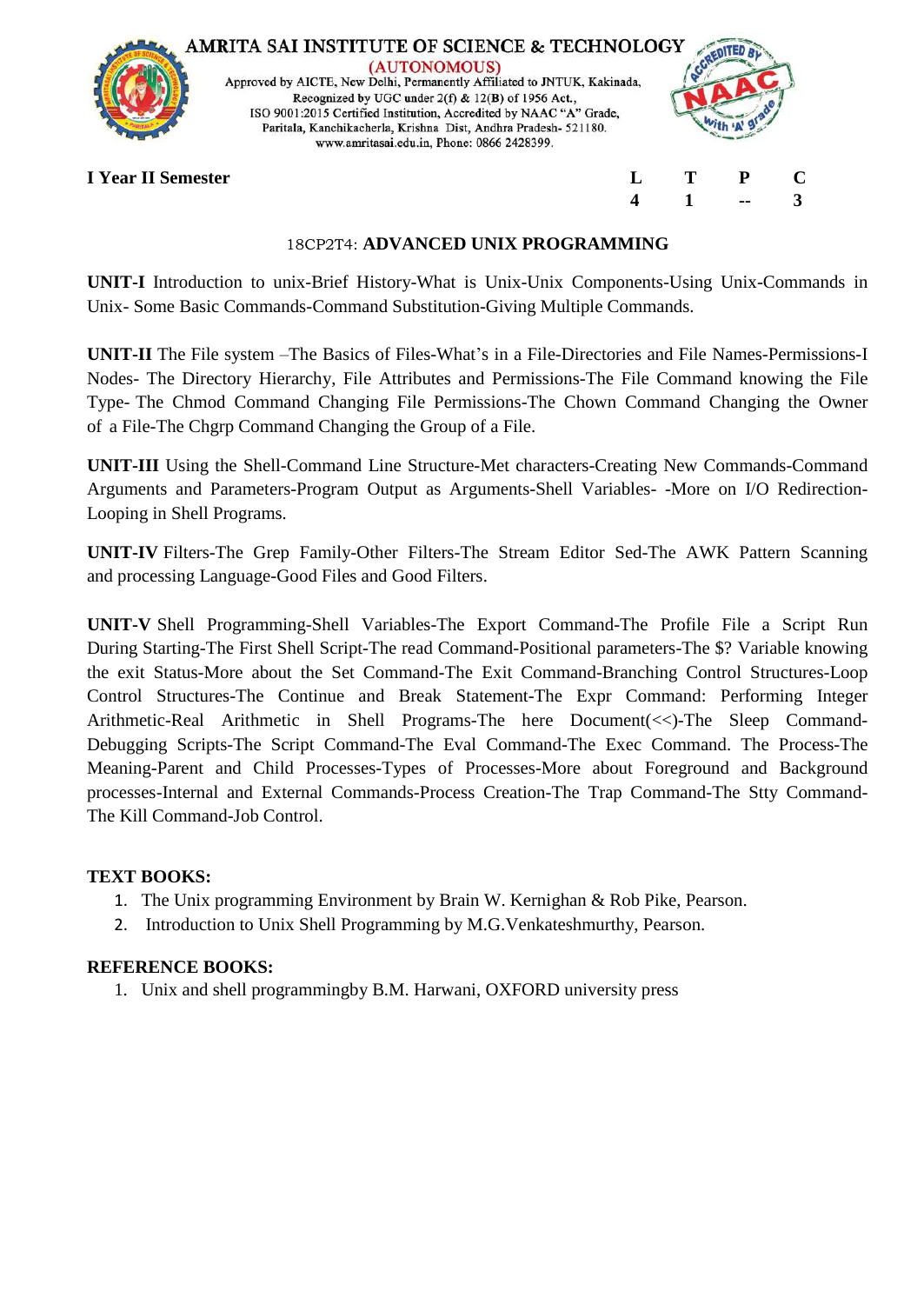**I Year II Semester**

| L | T | P | C |
|---|---|---|---|
| 4 | 1 | -- | 3 |

## 18CP2T4: ADVANCED UNIX PROGRAMMING

**UNIT-I** Introduction to unix-Brief History-What is Unix-Unix Components-Using Unix-Commands in Unix- Some Basic Commands-Command Substitution-Giving Multiple Commands.

**UNIT-II** The File system –The Basics of Files-What's in a File-Directories and File Names-Permissions-I Nodes- The Directory Hierarchy, File Attributes and Permissions-The File Command knowing the File Type- The Chmod Command Changing File Permissions-The Chown Command Changing the Owner of a File-The Chgrp Command Changing the Group of a File.

**UNIT-III** Using the Shell-Command Line Structure-Met characters-Creating New Commands-Command Arguments and Parameters-Program Output as Arguments-Shell Variables- -More on I/O Redirection-Looping in Shell Programs.

**UNIT-IV** Filters-The Grep Family-Other Filters-The Stream Editor Sed-The AWK Pattern Scanning and processing Language-Good Files and Good Filters.

**UNIT-V** Shell Programming-Shell Variables-The Export Command-The Profile File a Script Run During Starting-The First Shell Script-The read Command-Positional parameters-The $? Variable knowing the exit Status-More about the Set Command-The Exit Command-Branching Control Structures-Loop Control Structures-The Continue and Break Statement-The Expr Command: Performing Integer Arithmetic-Real Arithmetic in Shell Programs-The here Document(<<)-The Sleep Command-Debugging Scripts-The Script Command-The Eval Command-The Exec Command. The Process-The Meaning-Parent and Child Processes-Types of Processes-More about Foreground and Background processes-Internal and External Commands-Process Creation-The Trap Command-The Stty Command-The Kill Command-Job Control.

### TEXT BOOKS:

1. The Unix programming Environment by Brain W. Kernighan & Rob Pike, Pearson.
2. Introduction to Unix Shell Programming by M.G.Venkateshmurthy, Pearson.

### REFERENCE BOOKS:

1. Unix and shell programmingby B.M. Harwani, OXFORD university press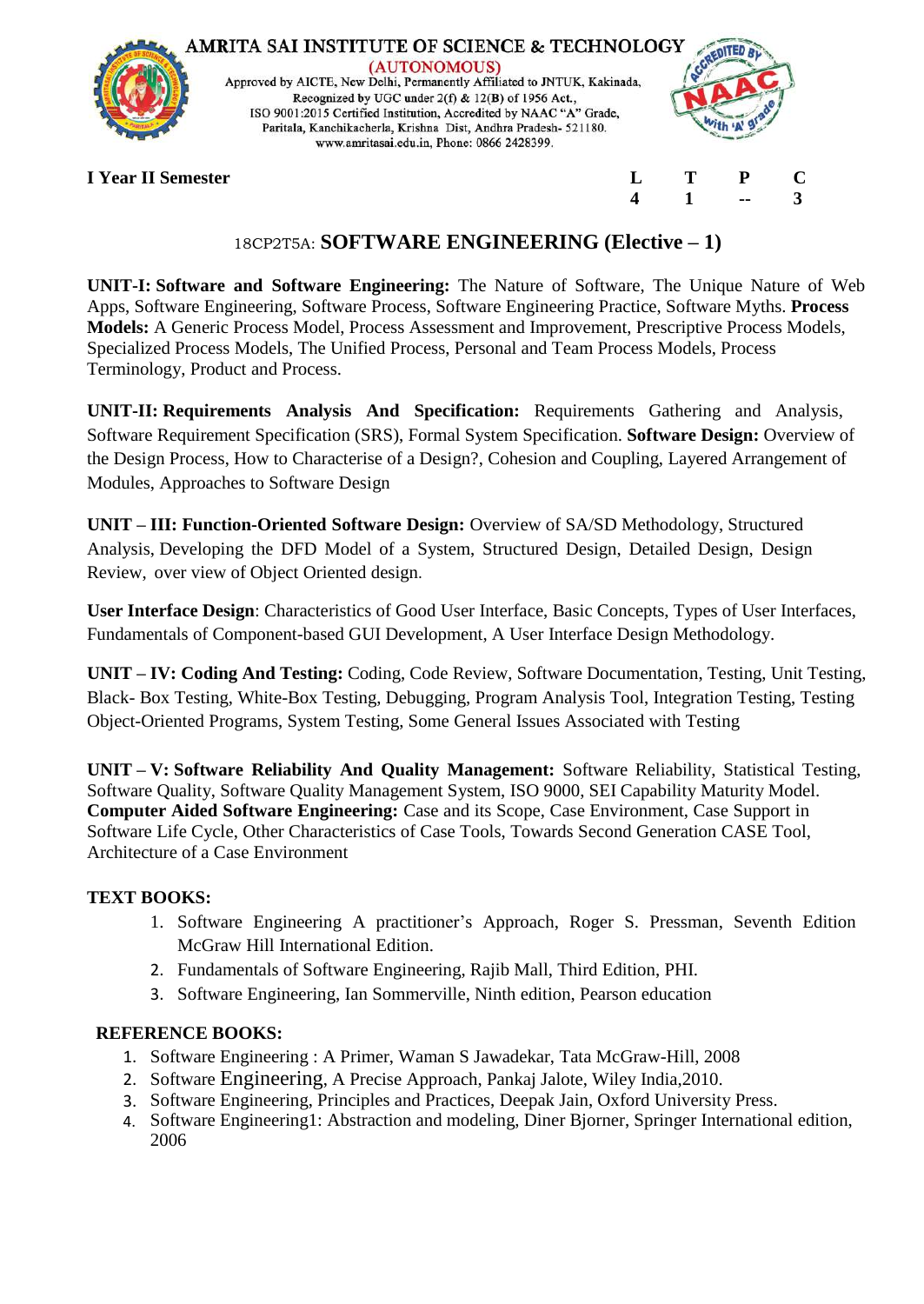**I Year II Semester**

| L | T | P | C |
|---|---|---|---|
| 4 | 1 | -- | 3 |

## 18CP2T5A: SOFTWARE ENGINEERING (Elective – 1)

**UNIT-I: Software and Software Engineering:** The Nature of Software, The Unique Nature of Web Apps, Software Engineering, Software Process, Software Engineering Practice, Software Myths. **Process Models:** A Generic Process Model, Process Assessment and Improvement, Prescriptive Process Models, Specialized Process Models, The Unified Process, Personal and Team Process Models, Process Terminology, Product and Process.

**UNIT-II: Requirements Analysis And Specification:** Requirements Gathering and Analysis, Software Requirement Specification (SRS), Formal System Specification. **Software Design:** Overview of the Design Process, How to Characterise of a Design?, Cohesion and Coupling, Layered Arrangement of Modules, Approaches to Software Design

**UNIT – III: Function-Oriented Software Design:** Overview of SA/SD Methodology, Structured Analysis, Developing the DFD Model of a System, Structured Design, Detailed Design, Design Review, over view of Object Oriented design.

**User Interface Design**: Characteristics of Good User Interface, Basic Concepts, Types of User Interfaces, Fundamentals of Component-based GUI Development, A User Interface Design Methodology.

**UNIT – IV: Coding And Testing:** Coding, Code Review, Software Documentation, Testing, Unit Testing, Black- Box Testing, White-Box Testing, Debugging, Program Analysis Tool, Integration Testing, Testing Object-Oriented Programs, System Testing, Some General Issues Associated with Testing

**UNIT – V: Software Reliability And Quality Management:** Software Reliability, Statistical Testing, Software Quality, Software Quality Management System, ISO 9000, SEI Capability Maturity Model. **Computer Aided Software Engineering:** Case and its Scope, Case Environment, Case Support in Software Life Cycle, Other Characteristics of Case Tools, Towards Second Generation CASE Tool, Architecture of a Case Environment

**TEXT BOOKS:**

1. Software Engineering A practitioner's Approach, Roger S. Pressman, Seventh Edition McGraw Hill International Edition.
2. Fundamentals of Software Engineering, Rajib Mall, Third Edition, PHI.
3. Software Engineering, Ian Sommerville, Ninth edition, Pearson education

**REFERENCE BOOKS:**

1. Software Engineering : A Primer, Waman S Jawadekar, Tata McGraw-Hill, 2008
2. Software Engineering, A Precise Approach, Pankaj Jalote, Wiley India,2010.
3. Software Engineering, Principles and Practices, Deepak Jain, Oxford University Press.
4. Software Engineering1: Abstraction and modeling, Diner Bjorner, Springer International edition, 2006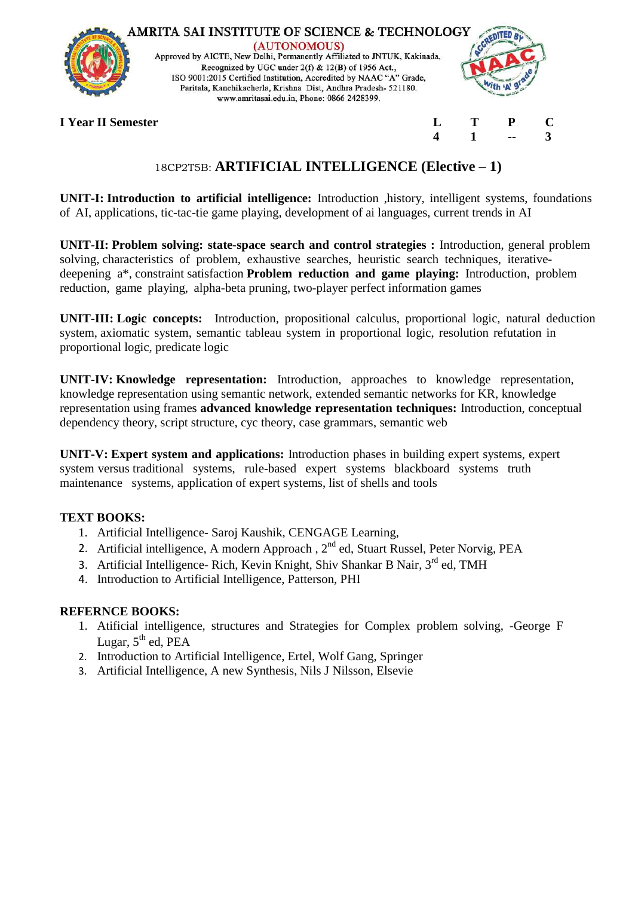**I Year II Semester**

| L | T | P | C |
|---|---|---|---|
| 4 | 1 | -- | 3 |

## 18CP2T5B: ARTIFICIAL INTELLIGENCE (Elective – 1)

**UNIT-I: Introduction to artificial intelligence:** Introduction ,history, intelligent systems, foundations of AI, applications, tic-tac-tie game playing, development of ai languages, current trends in AI

**UNIT-II: Problem solving: state-space search and control strategies :** Introduction, general problem solving, characteristics of problem, exhaustive searches, heuristic search techniques, iterative-deepening a*, constraint satisfaction **Problem reduction and game playing:** Introduction, problem reduction, game playing, alpha-beta pruning, two-player perfect information games

**UNIT-III: Logic concepts:** Introduction, propositional calculus, proportional logic, natural deduction system, axiomatic system, semantic tableau system in proportional logic, resolution refutation in proportional logic, predicate logic

**UNIT-IV: Knowledge representation:** Introduction, approaches to knowledge representation, knowledge representation using semantic network, extended semantic networks for KR, knowledge representation using frames **advanced knowledge representation techniques:** Introduction, conceptual dependency theory, script structure, cyc theory, case grammars, semantic web

**UNIT-V: Expert system and applications:** Introduction phases in building expert systems, expert system versus traditional systems, rule-based expert systems blackboard systems truth maintenance systems, application of expert systems, list of shells and tools

### TEXT BOOKS:

1. Artificial Intelligence- Saroj Kaushik, CENGAGE Learning,
2. Artificial intelligence, A modern Approach , 2nd ed, Stuart Russel, Peter Norvig, PEA
3. Artificial Intelligence- Rich, Kevin Knight, Shiv Shankar B Nair, 3rd ed, TMH
4. Introduction to Artificial Intelligence, Patterson, PHI

### REFERNCE BOOKS:

1. Atificial intelligence, structures and Strategies for Complex problem solving, -George F Lugar, 5th ed, PEA
2. Introduction to Artificial Intelligence, Ertel, Wolf Gang, Springer
3. Artificial Intelligence, A new Synthesis, Nils J Nilsson, Elsevie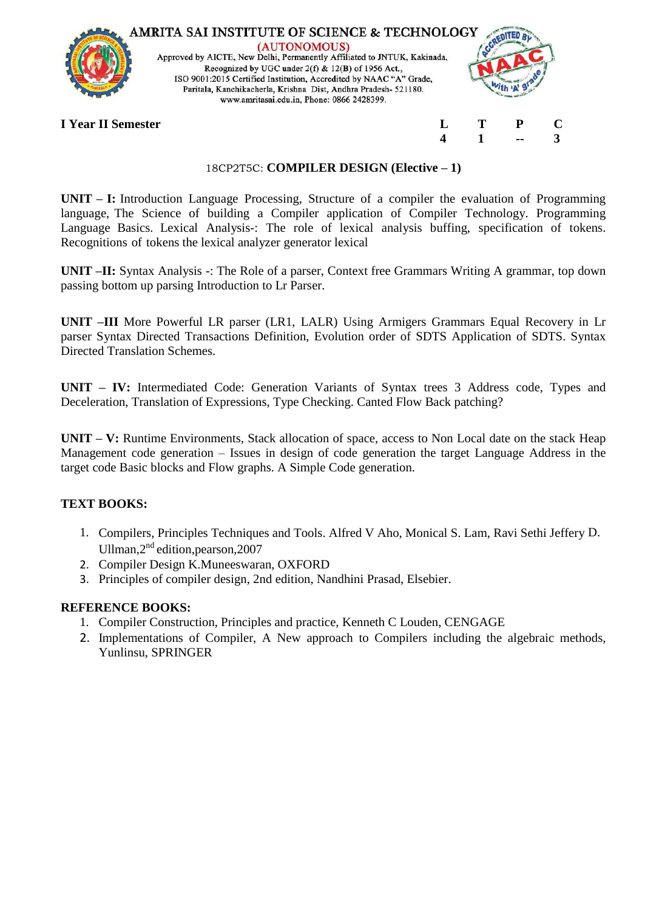AMRITA SAI INSTITUTE OF SCIENCE & TECHNOLOGY
(AUTONOMOUS)
Approved by AICTE, New Delhi, Permanently Affiliated to JNTUK, Kakinada,
Recognized by UGC under 2(f) & 12(B) of 1956 Act.,
ISO 9001:2015 Certified Institution, Accredited by NAAC "A" Grade,
Paritala, Kanchikacherla, Krishna Dist, Andhra Pradesh- 521180.
www.amritasai.edu.in, Phone: 0866 2428399.

| **I Year II Semester** | **L** | **T** | **P** | **C** |
|---|---|---|---|---|
| | **4** | **1** | **--** | **3** |

18CP2T5C: **COMPILER DESIGN (Elective – 1)**

**UNIT – I:** Introduction Language Processing, Structure of a compiler the evaluation of Programming language, The Science of building a Compiler application of Compiler Technology. Programming Language Basics. Lexical Analysis-: The role of lexical analysis buffing, specification of tokens. Recognitions of tokens the lexical analyzer generator lexical

**UNIT –II:** Syntax Analysis -: The Role of a parser, Context free Grammars Writing A grammar, top down passing bottom up parsing Introduction to Lr Parser.

**UNIT –III** More Powerful LR parser (LR1, LALR) Using Armigers Grammars Equal Recovery in Lr parser Syntax Directed Transactions Definition, Evolution order of SDTS Application of SDTS. Syntax Directed Translation Schemes.

**UNIT – IV:** Intermediated Code: Generation Variants of Syntax trees 3 Address code, Types and Deceleration, Translation of Expressions, Type Checking. Canted Flow Back patching?

**UNIT – V:** Runtime Environments, Stack allocation of space, access to Non Local date on the stack Heap Management code generation – Issues in design of code generation the target Language Address in the target code Basic blocks and Flow graphs. A Simple Code generation.

**TEXT BOOKS:**

1. Compilers, Principles Techniques and Tools. Alfred V Aho, Monical S. Lam, Ravi Sethi Jeffery D. Ullman,2nd edition,pearson,2007
2. Compiler Design K.Muneeswaran, OXFORD
3. Principles of compiler design, 2nd edition, Nandhini Prasad, Elsebier.

**REFERENCE BOOKS:**

1. Compiler Construction, Principles and practice, Kenneth C Louden, CENGAGE
2. Implementations of Compiler, A New approach to Compilers including the algebraic methods, Yunlinsu, SPRINGER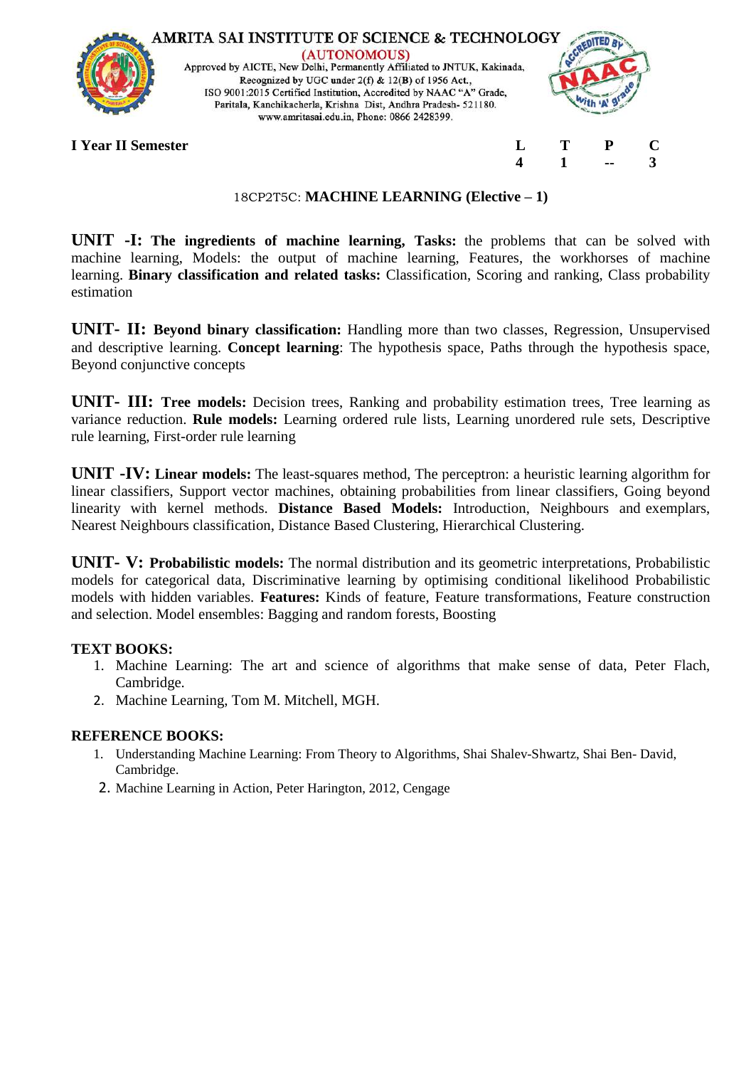**I Year II Semester**

| L | T | P | C |
|---|---|---|---|
| 4 | 1 | -- | 3 |

## 18CP2T5C: MACHINE LEARNING (Elective – 1)

**UNIT -I: The ingredients of machine learning, Tasks:** the problems that can be solved with machine learning, Models: the output of machine learning, Features, the workhorses of machine learning. **Binary classification and related tasks:** Classification, Scoring and ranking, Class probability estimation

**UNIT- II: Beyond binary classification:** Handling more than two classes, Regression, Unsupervised and descriptive learning. **Concept learning**: The hypothesis space, Paths through the hypothesis space, Beyond conjunctive concepts

**UNIT- III: Tree models:** Decision trees, Ranking and probability estimation trees, Tree learning as variance reduction. **Rule models:** Learning ordered rule lists, Learning unordered rule sets, Descriptive rule learning, First-order rule learning

**UNIT -IV: Linear models:** The least-squares method, The perceptron: a heuristic learning algorithm for linear classifiers, Support vector machines, obtaining probabilities from linear classifiers, Going beyond linearity with kernel methods. **Distance Based Models:** Introduction, Neighbours and exemplars, Nearest Neighbours classification, Distance Based Clustering, Hierarchical Clustering.

**UNIT- V: Probabilistic models:** The normal distribution and its geometric interpretations, Probabilistic models for categorical data, Discriminative learning by optimising conditional likelihood Probabilistic models with hidden variables. **Features:** Kinds of feature, Feature transformations, Feature construction and selection. Model ensembles: Bagging and random forests, Boosting

**TEXT BOOKS:**

1. Machine Learning: The art and science of algorithms that make sense of data, Peter Flach, Cambridge.
2. Machine Learning, Tom M. Mitchell, MGH.

**REFERENCE BOOKS:**

1. Understanding Machine Learning: From Theory to Algorithms, Shai Shalev-Shwartz, Shai Ben- David, Cambridge.
2. Machine Learning in Action, Peter Harington, 2012, Cengage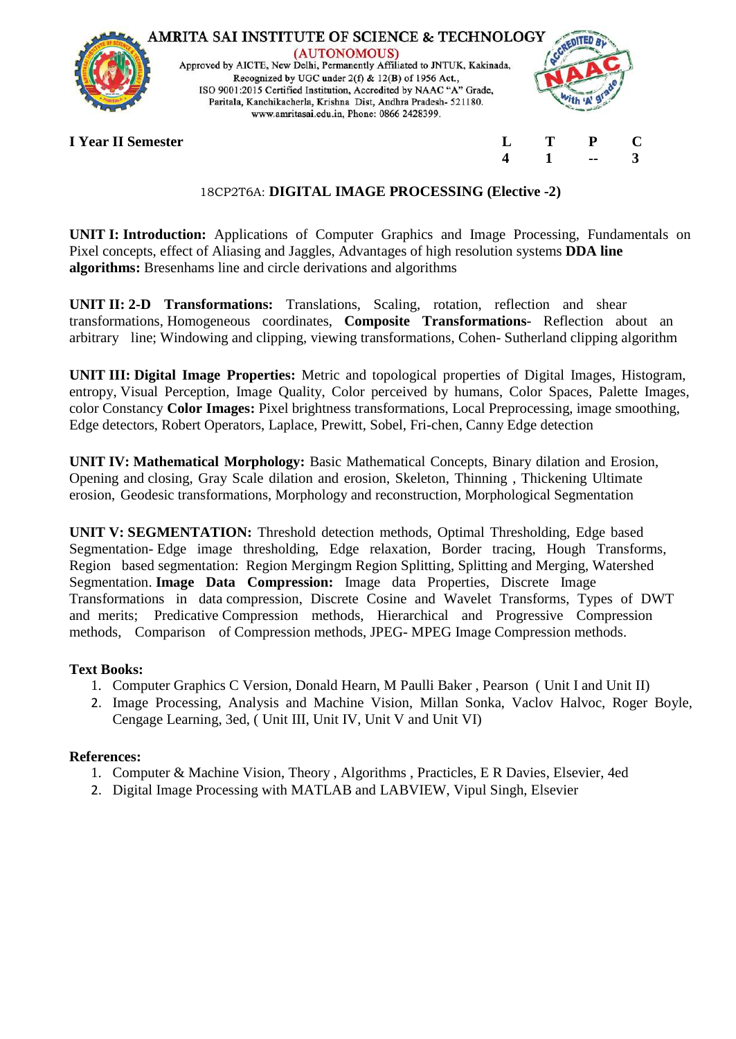**I Year II Semester**

| L | T | P | C |
|---|---|---|---|
| 4 | 1 | -- | 3 |

## 18CP2T6A: DIGITAL IMAGE PROCESSING (Elective -2)

**UNIT I: Introduction:** Applications of Computer Graphics and Image Processing, Fundamentals on Pixel concepts, effect of Aliasing and Jaggles, Advantages of high resolution systems **DDA line algorithms:** Bresenhams line and circle derivations and algorithms

**UNIT II: 2-D Transformations:** Translations, Scaling, rotation, reflection and shear transformations, Homogeneous coordinates, **Composite Transformations**- Reflection about an arbitrary line; Windowing and clipping, viewing transformations, Cohen- Sutherland clipping algorithm

**UNIT III: Digital Image Properties:** Metric and topological properties of Digital Images, Histogram, entropy, Visual Perception, Image Quality, Color perceived by humans, Color Spaces, Palette Images, color Constancy **Color Images:** Pixel brightness transformations, Local Preprocessing, image smoothing, Edge detectors, Robert Operators, Laplace, Prewitt, Sobel, Fri-chen, Canny Edge detection

**UNIT IV: Mathematical Morphology:** Basic Mathematical Concepts, Binary dilation and Erosion, Opening and closing, Gray Scale dilation and erosion, Skeleton, Thinning , Thickening Ultimate erosion, Geodesic transformations, Morphology and reconstruction, Morphological Segmentation

**UNIT V: SEGMENTATION:** Threshold detection methods, Optimal Thresholding, Edge based Segmentation- Edge image thresholding, Edge relaxation, Border tracing, Hough Transforms, Region based segmentation: Region Mergingm Region Splitting, Splitting and Merging, Watershed Segmentation. **Image Data Compression:** Image data Properties, Discrete Image Transformations in data compression, Discrete Cosine and Wavelet Transforms, Types of DWT and merits; Predicative Compression methods, Hierarchical and Progressive Compression methods, Comparison of Compression methods, JPEG- MPEG Image Compression methods.

**Text Books:**

1. Computer Graphics C Version, Donald Hearn, M Paulli Baker , Pearson ( Unit I and Unit II)
2. Image Processing, Analysis and Machine Vision, Millan Sonka, Vaclov Halvoc, Roger Boyle, Cengage Learning, 3ed, ( Unit III, Unit IV, Unit V and Unit VI)

**References:**

1. Computer & Machine Vision, Theory , Algorithms , Practicles, E R Davies, Elsevier, 4ed
2. Digital Image Processing with MATLAB and LABVIEW, Vipul Singh, Elsevier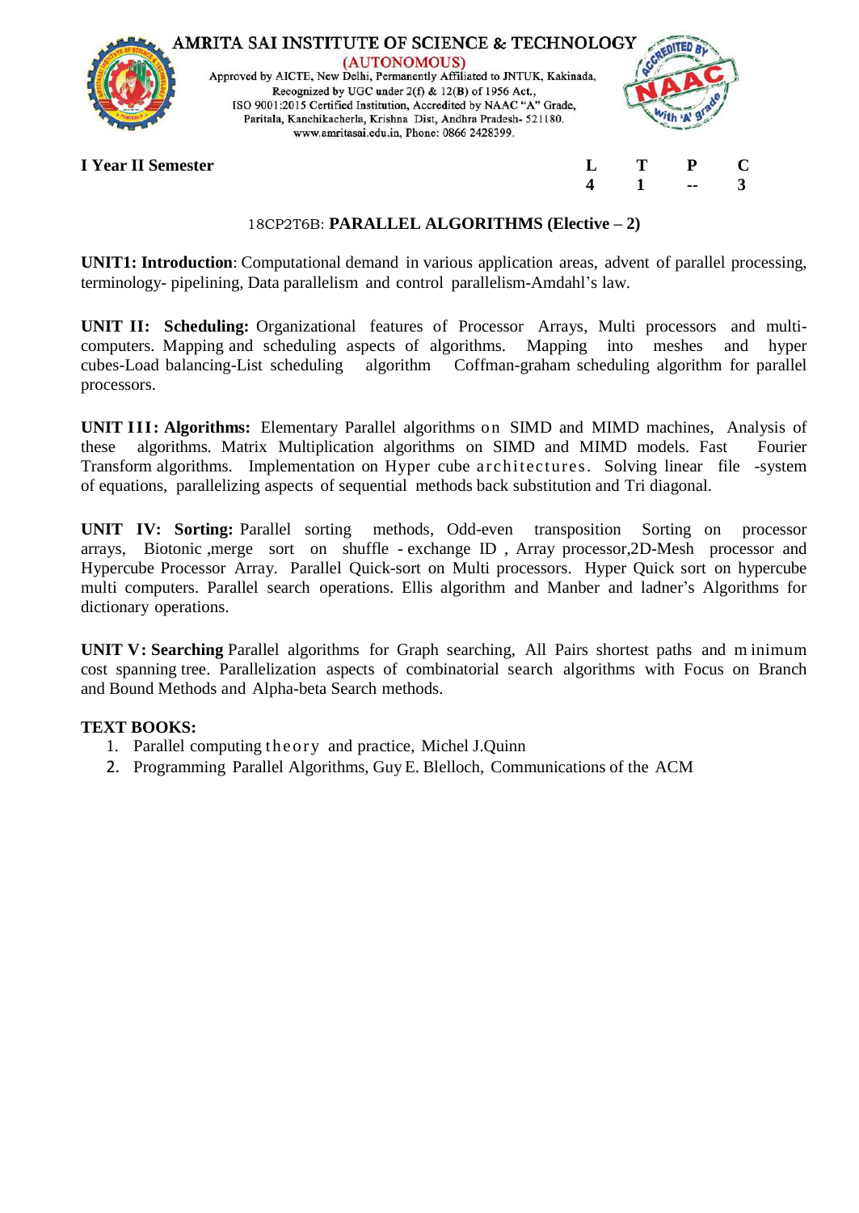I Year II Semester

| L | T | P | C |
|---|---|---|---|
| 4 | 1 | -- | 3 |

## 18CP2T6B: PARALLEL ALGORITHMS (Elective – 2)

**UNIT1: Introduction**: Computational demand in various application areas, advent of parallel processing, terminology- pipelining, Data parallelism and control parallelism-Amdahl's law.

**UNIT II: Scheduling:** Organizational features of Processor Arrays, Multi processors and multi-computers. Mapping and scheduling aspects of algorithms. Mapping into meshes and hyper cubes-Load balancing-List scheduling algorithm Coffman-graham scheduling algorithm for parallel processors.

**UNIT III: Algorithms:** Elementary Parallel algorithms on SIMD and MIMD machines, Analysis of these algorithms. Matrix Multiplication algorithms on SIMD and MIMD models. Fast Fourier Transform algorithms. Implementation on Hyper cube architectures. Solving linear file -system of equations, parallelizing aspects of sequential methods back substitution and Tri diagonal.

**UNIT IV: Sorting:** Parallel sorting methods, Odd-even transposition Sorting on processor arrays, Biotonic ,merge sort on shuffle - exchange ID , Array processor,2D-Mesh processor and Hypercube Processor Array. Parallel Quick-sort on Multi processors. Hyper Quick sort on hypercube multi computers. Parallel search operations. Ellis algorithm and Manber and ladner's Algorithms for dictionary operations.

**UNIT V: Searching** Parallel algorithms for Graph searching, All Pairs shortest paths and m inimum cost spanning tree. Parallelization aspects of combinatorial search algorithms with Focus on Branch and Bound Methods and Alpha-beta Search methods.

**TEXT BOOKS:**

1. Parallel computing theory and practice, Michel J.Quinn
2. Programming Parallel Algorithms, Guy E. Blelloch, Communications of the ACM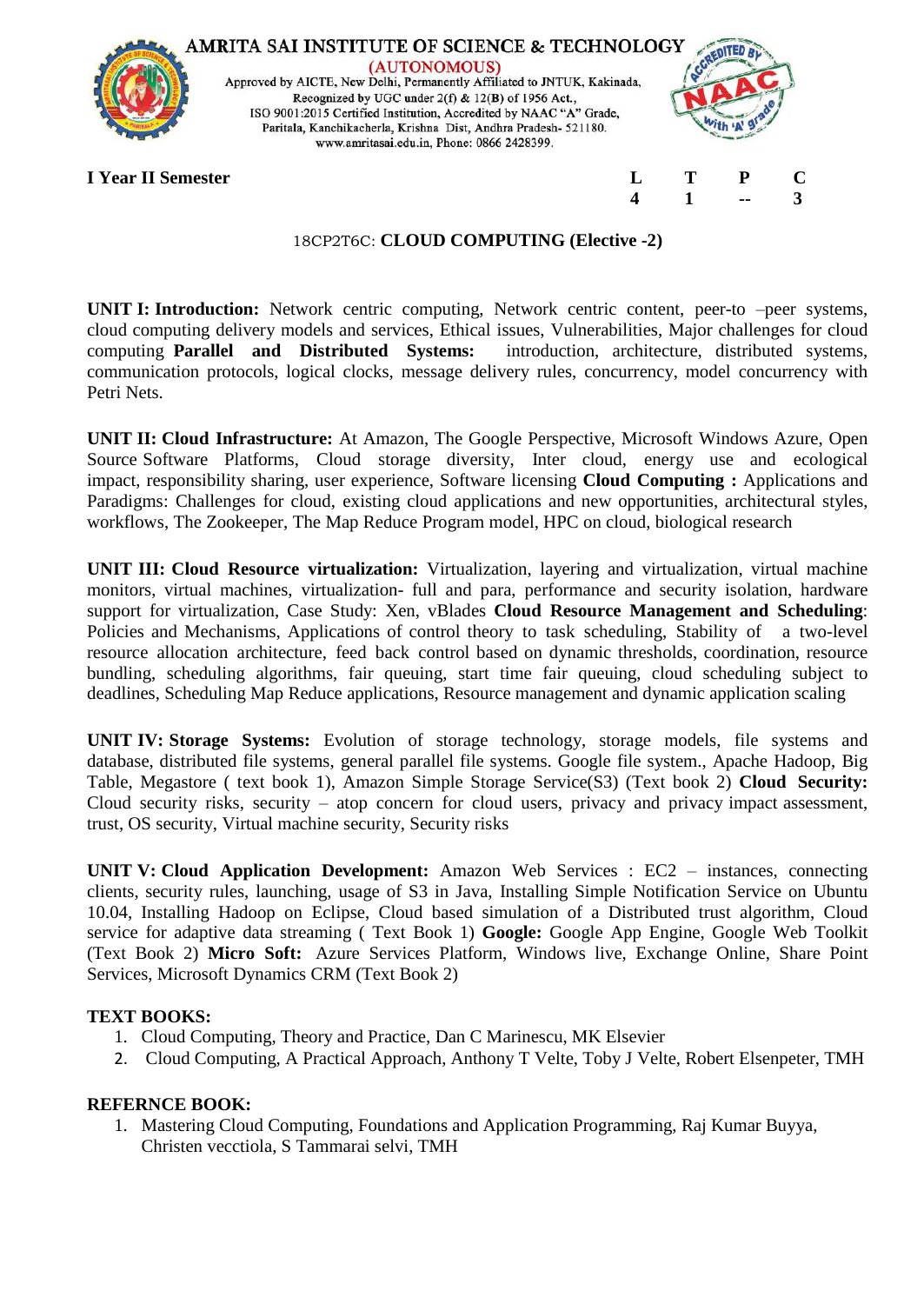AMRITA SAI INSTITUTE OF SCIENCE & TECHNOLOGY
(AUTONOMOUS)
Approved by AICTE, New Delhi, Permanently Affiliated to JNTUK, Kakinada,
Recognized by UGC under 2(f) & 12(B) of 1956 Act.,
ISO 9001:2015 Certified Institution, Accredited by NAAC "A" Grade,
Paritala, Kanchikacherla, Krishna Dist, Andhra Pradesh- 521180.
www.amritasai.edu.in, Phone: 0866 2428399.

**I Year II Semester**

| L | T | P | C |
|---|---|---|---|
| 4 | 1 | -- | 3 |

## 18CP2T6C: CLOUD COMPUTING (Elective -2)

**UNIT I: Introduction:** Network centric computing, Network centric content, peer-to –peer systems, cloud computing delivery models and services, Ethical issues, Vulnerabilities, Major challenges for cloud computing **Parallel and Distributed Systems:** introduction, architecture, distributed systems, communication protocols, logical clocks, message delivery rules, concurrency, model concurrency with Petri Nets.

**UNIT II: Cloud Infrastructure:** At Amazon, The Google Perspective, Microsoft Windows Azure, Open Source Software Platforms, Cloud storage diversity, Inter cloud, energy use and ecological impact, responsibility sharing, user experience, Software licensing **Cloud Computing :** Applications and Paradigms: Challenges for cloud, existing cloud applications and new opportunities, architectural styles, workflows, The Zookeeper, The Map Reduce Program model, HPC on cloud, biological research

**UNIT III: Cloud Resource virtualization:** Virtualization, layering and virtualization, virtual machine monitors, virtual machines, virtualization- full and para, performance and security isolation, hardware support for virtualization, Case Study: Xen, vBlades **Cloud Resource Management and Scheduling**: Policies and Mechanisms, Applications of control theory to task scheduling, Stability of a two-level resource allocation architecture, feed back control based on dynamic thresholds, coordination, resource bundling, scheduling algorithms, fair queuing, start time fair queuing, cloud scheduling subject to deadlines, Scheduling Map Reduce applications, Resource management and dynamic application scaling

**UNIT IV: Storage Systems:** Evolution of storage technology, storage models, file systems and database, distributed file systems, general parallel file systems. Google file system., Apache Hadoop, Big Table, Megastore ( text book 1), Amazon Simple Storage Service(S3) (Text book 2) **Cloud Security:** Cloud security risks, security – atop concern for cloud users, privacy and privacy impact assessment, trust, OS security, Virtual machine security, Security risks

**UNIT V: Cloud Application Development:** Amazon Web Services : EC2 – instances, connecting clients, security rules, launching, usage of S3 in Java, Installing Simple Notification Service on Ubuntu 10.04, Installing Hadoop on Eclipse, Cloud based simulation of a Distributed trust algorithm, Cloud service for adaptive data streaming ( Text Book 1) **Google:** Google App Engine, Google Web Toolkit (Text Book 2) **Micro Soft:** Azure Services Platform, Windows live, Exchange Online, Share Point Services, Microsoft Dynamics CRM (Text Book 2)

**TEXT BOOKS:**

1. Cloud Computing, Theory and Practice, Dan C Marinescu, MK Elsevier
2. Cloud Computing, A Practical Approach, Anthony T Velte, Toby J Velte, Robert Elsenpeter, TMH

**REFERNCE BOOK:**

1. Mastering Cloud Computing, Foundations and Application Programming, Raj Kumar Buyya, Christen vecctiola, S Tammarai selvi, TMH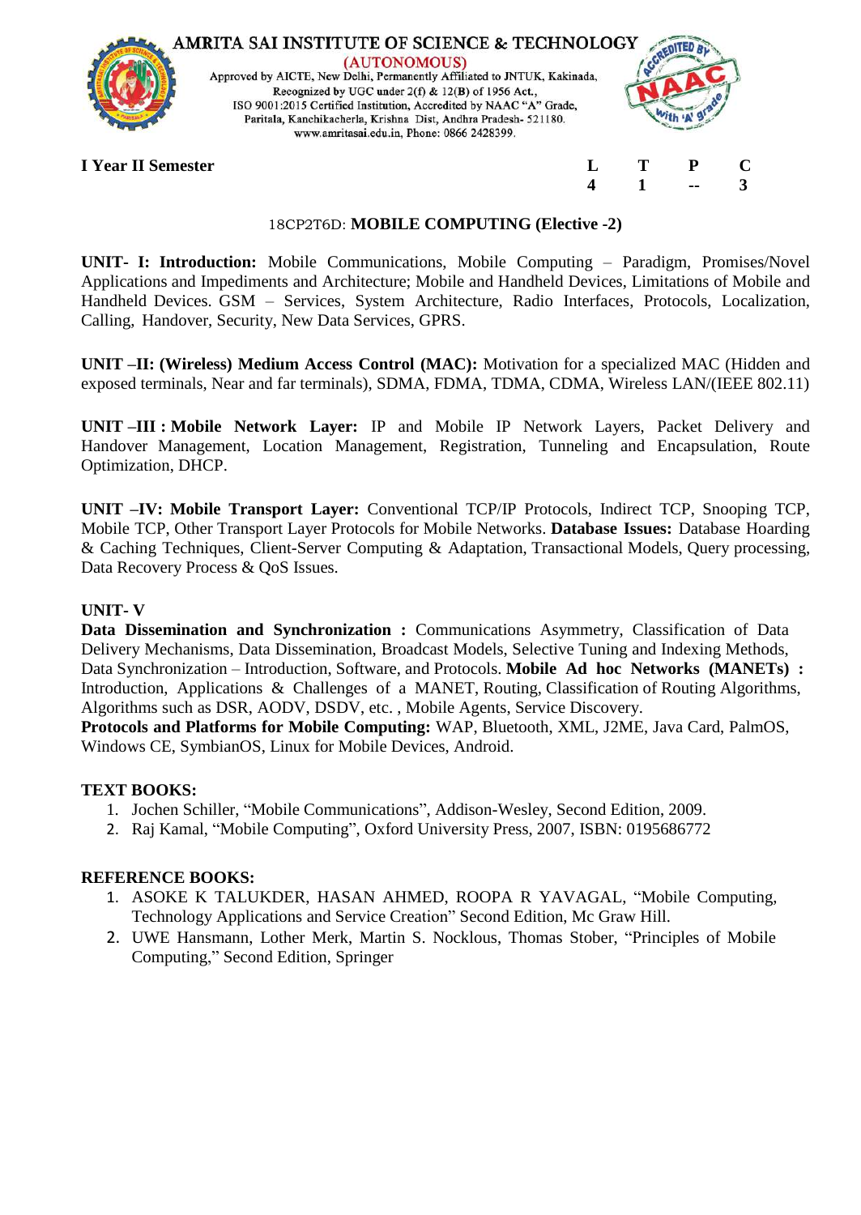**I Year II Semester**

| L | T | P | C |
|---|---|---|---|
| 4 | 1 | -- | 3 |

## 18CP2T6D: MOBILE COMPUTING (Elective -2)

**UNIT- I: Introduction:** Mobile Communications, Mobile Computing – Paradigm, Promises/Novel Applications and Impediments and Architecture; Mobile and Handheld Devices, Limitations of Mobile and Handheld Devices. GSM – Services, System Architecture, Radio Interfaces, Protocols, Localization, Calling, Handover, Security, New Data Services, GPRS.

**UNIT –II: (Wireless) Medium Access Control (MAC):** Motivation for a specialized MAC (Hidden and exposed terminals, Near and far terminals), SDMA, FDMA, TDMA, CDMA, Wireless LAN/(IEEE 802.11)

**UNIT –III : Mobile Network Layer:** IP and Mobile IP Network Layers, Packet Delivery and Handover Management, Location Management, Registration, Tunneling and Encapsulation, Route Optimization, DHCP.

**UNIT –IV: Mobile Transport Layer:** Conventional TCP/IP Protocols, Indirect TCP, Snooping TCP, Mobile TCP, Other Transport Layer Protocols for Mobile Networks. **Database Issues:** Database Hoarding & Caching Techniques, Client-Server Computing & Adaptation, Transactional Models, Query processing, Data Recovery Process & QoS Issues.

**UNIT- V**

**Data Dissemination and Synchronization :** Communications Asymmetry, Classification of Data Delivery Mechanisms, Data Dissemination, Broadcast Models, Selective Tuning and Indexing Methods, Data Synchronization – Introduction, Software, and Protocols. **Mobile Ad hoc Networks (MANETs) :** Introduction, Applications & Challenges of a MANET, Routing, Classification of Routing Algorithms, Algorithms such as DSR, AODV, DSDV, etc. , Mobile Agents, Service Discovery.

**Protocols and Platforms for Mobile Computing:** WAP, Bluetooth, XML, J2ME, Java Card, PalmOS, Windows CE, SymbianOS, Linux for Mobile Devices, Android.

**TEXT BOOKS:**

1. Jochen Schiller, "Mobile Communications", Addison-Wesley, Second Edition, 2009.
2. Raj Kamal, "Mobile Computing", Oxford University Press, 2007, ISBN: 0195686772

**REFERENCE BOOKS:**

1. ASOKE K TALUKDER, HASAN AHMED, ROOPA R YAVAGAL, "Mobile Computing, Technology Applications and Service Creation" Second Edition, Mc Graw Hill.
2. UWE Hansmann, Lother Merk, Martin S. Nocklous, Thomas Stober, "Principles of Mobile Computing," Second Edition, Springer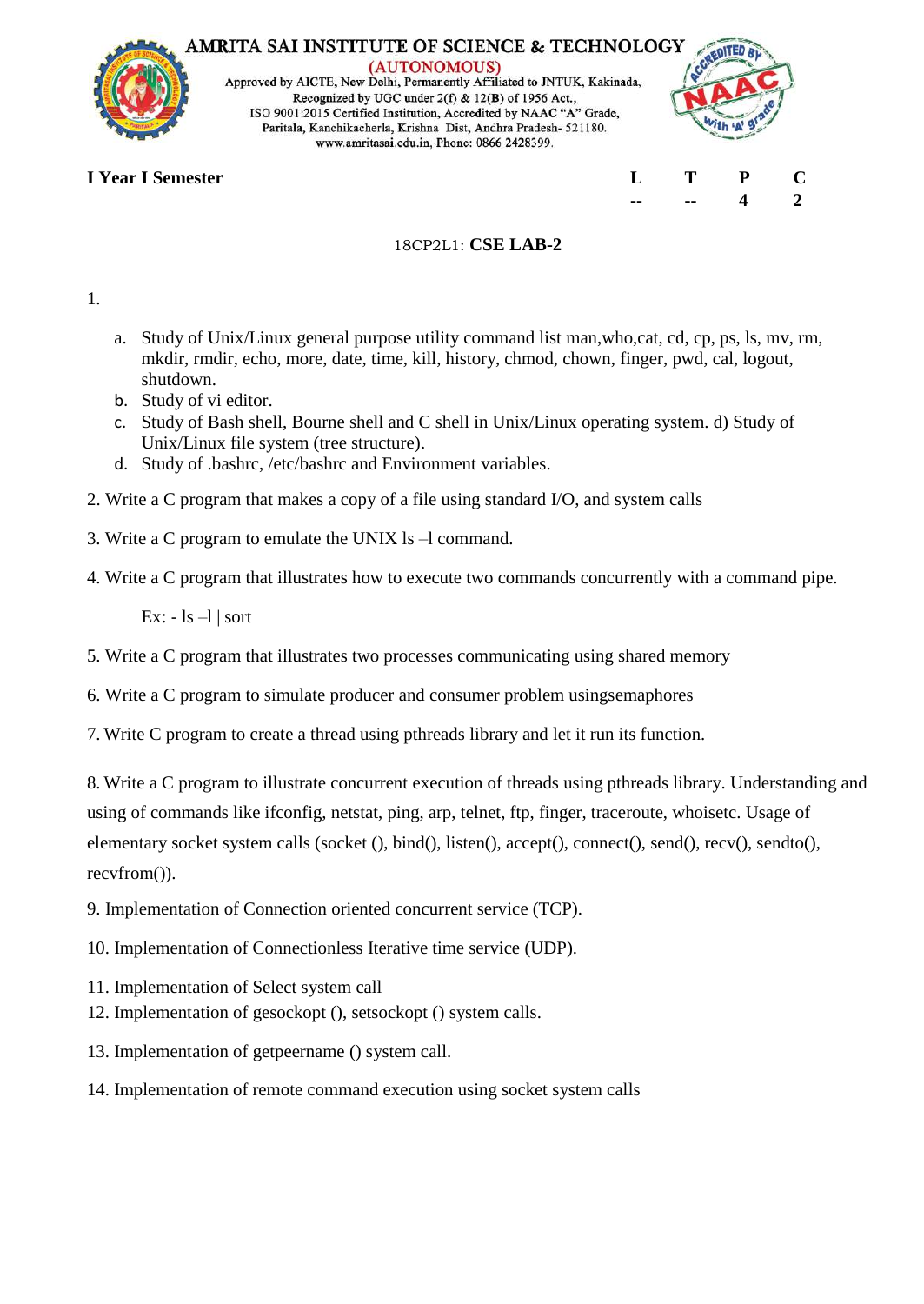AMRITA SAI INSTITUTE OF SCIENCE & TECHNOLOGY
(AUTONOMOUS)
Approved by AICTE, New Delhi, Permanently Affiliated to JNTUK, Kakinada,
Recognized by UGC under 2(f) & 12(B) of 1956 Act.,
ISO 9001:2015 Certified Institution, Accredited by NAAC "A" Grade,
Paritala, Kanchikacherla, Krishna Dist, Andhra Pradesh- 521180.
www.amritasai.edu.in, Phone: 0866 2428399.

**I Year I Semester**

| L | T | P | C |
|---|---|---|---|
| -- | -- | 4 | 2 |

## 18CP2L1: **CSE LAB-2**

1.

a. Study of Unix/Linux general purpose utility command list man,who,cat, cd, cp, ps, ls, mv, rm, mkdir, rmdir, echo, more, date, time, kill, history, chmod, chown, finger, pwd, cal, logout, shutdown.

b. Study of vi editor.

c. Study of Bash shell, Bourne shell and C shell in Unix/Linux operating system. d) Study of Unix/Linux file system (tree structure).

d. Study of .bashrc, /etc/bashrc and Environment variables.

2. Write a C program that makes a copy of a file using standard I/O, and system calls

3. Write a C program to emulate the UNIX ls –l command.

4. Write a C program that illustrates how to execute two commands concurrently with a command pipe.

Ex: - ls –l | sort

5. Write a C program that illustrates two processes communicating using shared memory

6. Write a C program to simulate producer and consumer problem usingsemaphores

7. Write C program to create a thread using pthreads library and let it run its function.

8. Write a C program to illustrate concurrent execution of threads using pthreads library. Understanding and using of commands like ifconfig, netstat, ping, arp, telnet, ftp, finger, traceroute, whoisetc. Usage of elementary socket system calls (socket (), bind(), listen(), accept(), connect(), send(), recv(), sendto(), recvfrom()).

9. Implementation of Connection oriented concurrent service (TCP).

10. Implementation of Connectionless Iterative time service (UDP).

11. Implementation of Select system call

12. Implementation of gesockopt (), setsockopt () system calls.

13. Implementation of getpeername () system call.

14. Implementation of remote command execution using socket system calls